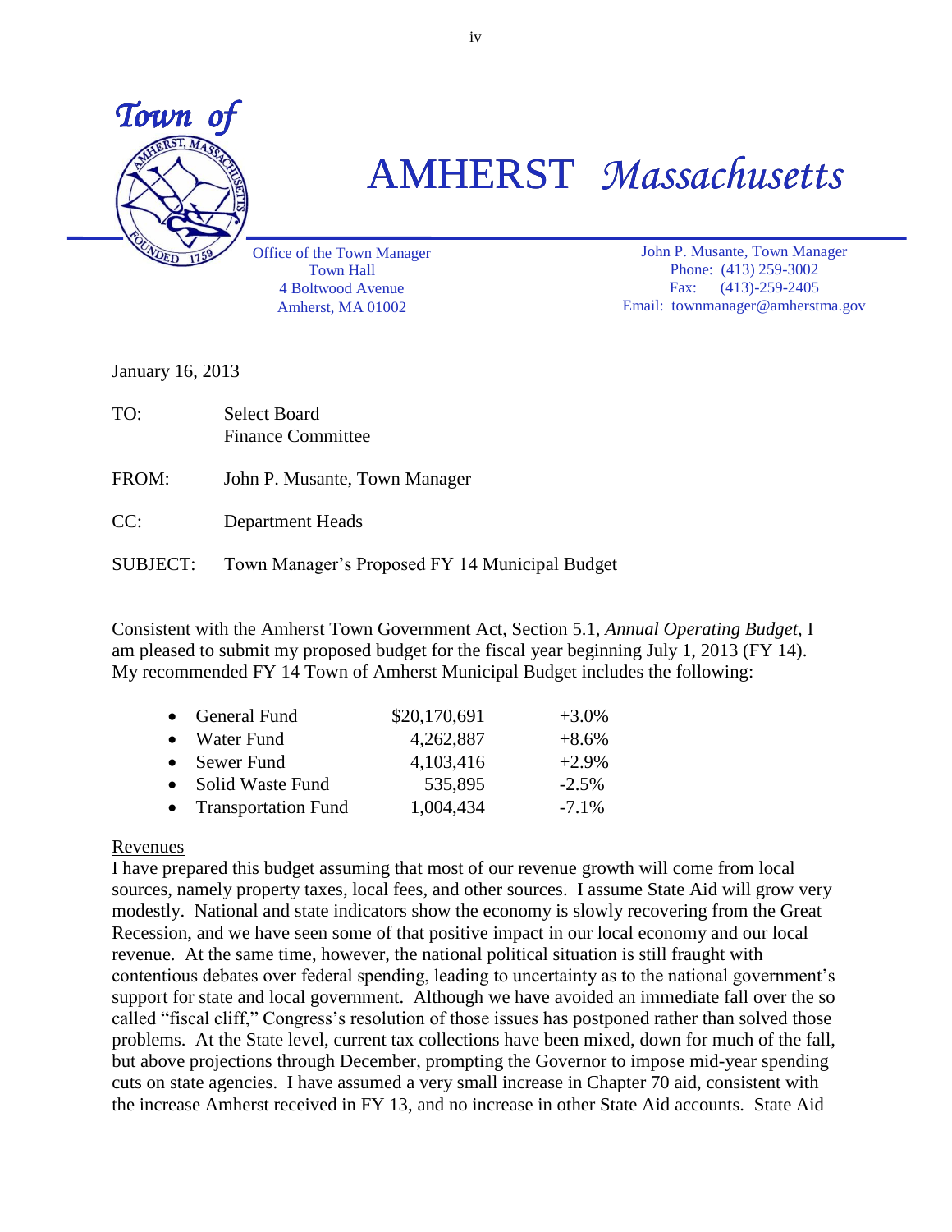# Town of AMHERST Massachusetts

Office of the Town Manager
Town Hall
4 Boltwood Avenue
Amherst, MA 01002

John P. Musante, Town Manager
Phone: (413) 259-3002
Fax: (413)-259-2405
Email: townmanager@amherstma.gov

January 16, 2013

TO: Select Board
Finance Committee

FROM: John P. Musante, Town Manager

CC: Department Heads

SUBJECT: Town Manager's Proposed FY 14 Municipal Budget

Consistent with the Amherst Town Government Act, Section 5.1, *Annual Operating Budget*, I am pleased to submit my proposed budget for the fiscal year beginning July 1, 2013 (FY 14). My recommended FY 14 Town of Amherst Municipal Budget includes the following:

| | | |
|---|---|---|
| • General Fund | $20,170,691 | +3.0% |
| • Water Fund | 4,262,887 | +8.6% |
| • Sewer Fund | 4,103,416 | +2.9% |
| • Solid Waste Fund | 535,895 | -2.5% |
| • Transportation Fund | 1,004,434 | -7.1% |

## Revenues

I have prepared this budget assuming that most of our revenue growth will come from local sources, namely property taxes, local fees, and other sources. I assume State Aid will grow very modestly. National and state indicators show the economy is slowly recovering from the Great Recession, and we have seen some of that positive impact in our local economy and our local revenue. At the same time, however, the national political situation is still fraught with contentious debates over federal spending, leading to uncertainty as to the national government's support for state and local government. Although we have avoided an immediate fall over the so called "fiscal cliff," Congress's resolution of those issues has postponed rather than solved those problems. At the State level, current tax collections have been mixed, down for much of the fall, but above projections through December, prompting the Governor to impose mid-year spending cuts on state agencies. I have assumed a very small increase in Chapter 70 aid, consistent with the increase Amherst received in FY 13, and no increase in other State Aid accounts. State Aid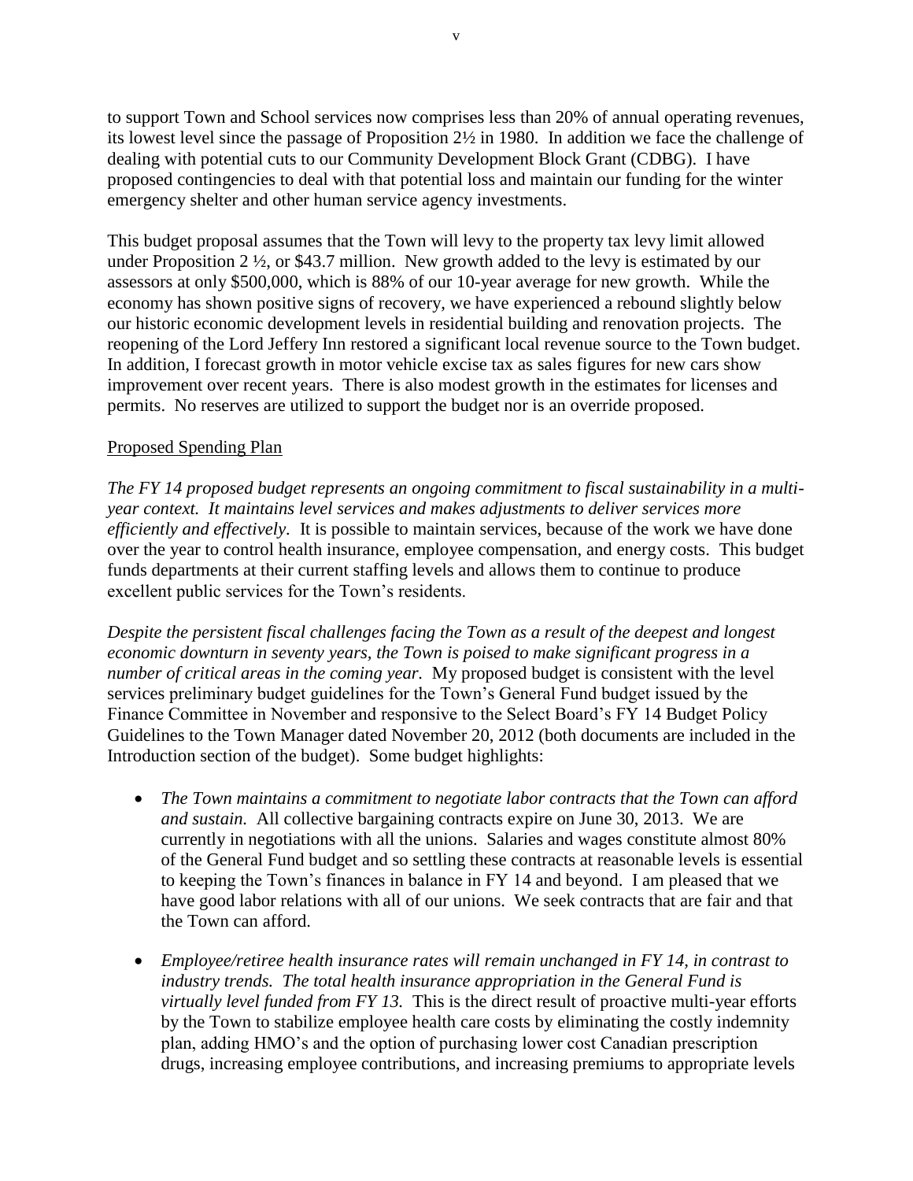to support Town and School services now comprises less than 20% of annual operating revenues, its lowest level since the passage of Proposition 2½ in 1980. In addition we face the challenge of dealing with potential cuts to our Community Development Block Grant (CDBG). I have proposed contingencies to deal with that potential loss and maintain our funding for the winter emergency shelter and other human service agency investments.

This budget proposal assumes that the Town will levy to the property tax levy limit allowed under Proposition 2 ½, or \$43.7 million. New growth added to the levy is estimated by our assessors at only \$500,000, which is 88% of our 10-year average for new growth. While the economy has shown positive signs of recovery, we have experienced a rebound slightly below our historic economic development levels in residential building and renovation projects. The reopening of the Lord Jeffery Inn restored a significant local revenue source to the Town budget. In addition, I forecast growth in motor vehicle excise tax as sales figures for new cars show improvement over recent years. There is also modest growth in the estimates for licenses and permits. No reserves are utilized to support the budget nor is an override proposed.

<u>Proposed Spending Plan</u>

*The FY 14 proposed budget represents an ongoing commitment to fiscal sustainability in a multi-year context. It maintains level services and makes adjustments to deliver services more efficiently and effectively.* It is possible to maintain services, because of the work we have done over the year to control health insurance, employee compensation, and energy costs. This budget funds departments at their current staffing levels and allows them to continue to produce excellent public services for the Town's residents.

*Despite the persistent fiscal challenges facing the Town as a result of the deepest and longest economic downturn in seventy years, the Town is poised to make significant progress in a number of critical areas in the coming year.* My proposed budget is consistent with the level services preliminary budget guidelines for the Town's General Fund budget issued by the Finance Committee in November and responsive to the Select Board's FY 14 Budget Policy Guidelines to the Town Manager dated November 20, 2012 (both documents are included in the Introduction section of the budget). Some budget highlights:

- *The Town maintains a commitment to negotiate labor contracts that the Town can afford and sustain.* All collective bargaining contracts expire on June 30, 2013. We are currently in negotiations with all the unions. Salaries and wages constitute almost 80% of the General Fund budget and so settling these contracts at reasonable levels is essential to keeping the Town's finances in balance in FY 14 and beyond. I am pleased that we have good labor relations with all of our unions. We seek contracts that are fair and that the Town can afford.

- *Employee/retiree health insurance rates will remain unchanged in FY 14, in contrast to industry trends. The total health insurance appropriation in the General Fund is virtually level funded from FY 13.* This is the direct result of proactive multi-year efforts by the Town to stabilize employee health care costs by eliminating the costly indemnity plan, adding HMO's and the option of purchasing lower cost Canadian prescription drugs, increasing employee contributions, and increasing premiums to appropriate levels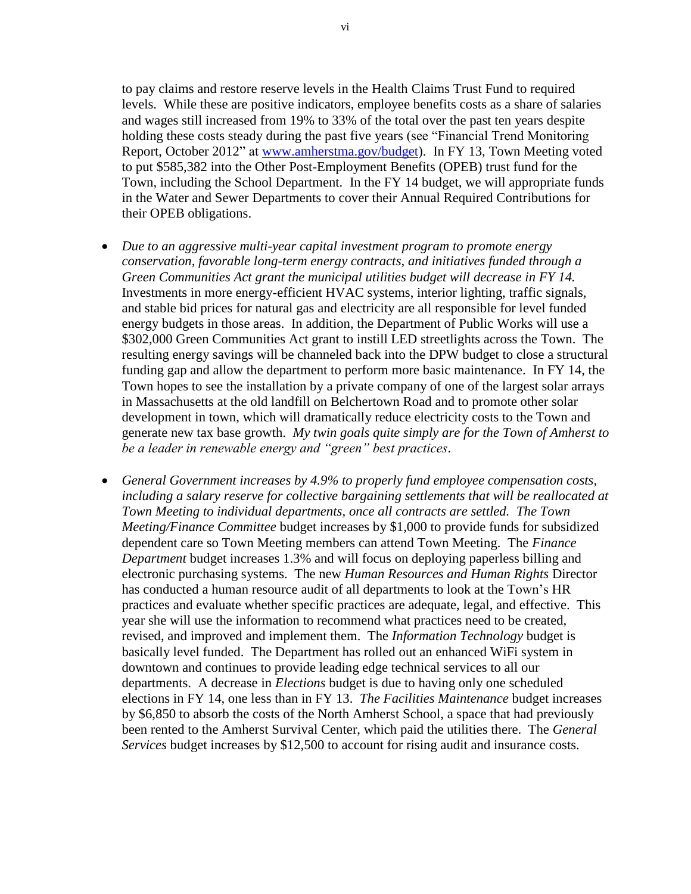to pay claims and restore reserve levels in the Health Claims Trust Fund to required levels. While these are positive indicators, employee benefits costs as a share of salaries and wages still increased from 19% to 33% of the total over the past ten years despite holding these costs steady during the past five years (see "Financial Trend Monitoring Report, October 2012" at [www.amherstma.gov/budget](www.amherstma.gov/budget)). In FY 13, Town Meeting voted to put $585,382 into the Other Post-Employment Benefits (OPEB) trust fund for the Town, including the School Department. In the FY 14 budget, we will appropriate funds in the Water and Sewer Departments to cover their Annual Required Contributions for their OPEB obligations.

- *Due to an aggressive multi-year capital investment program to promote energy conservation, favorable long-term energy contracts, and initiatives funded through a Green Communities Act grant the municipal utilities budget will decrease in FY 14.* Investments in more energy-efficient HVAC systems, interior lighting, traffic signals, and stable bid prices for natural gas and electricity are all responsible for level funded energy budgets in those areas. In addition, the Department of Public Works will use a $302,000 Green Communities Act grant to instill LED streetlights across the Town. The resulting energy savings will be channeled back into the DPW budget to close a structural funding gap and allow the department to perform more basic maintenance. In FY 14, the Town hopes to see the installation by a private company of one of the largest solar arrays in Massachusetts at the old landfill on Belchertown Road and to promote other solar development in town, which will dramatically reduce electricity costs to the Town and generate new tax base growth. *My twin goals quite simply are for the Town of Amherst to be a leader in renewable energy and "green" best practices*.

- *General Government increases by 4.9% to properly fund employee compensation costs, including a salary reserve for collective bargaining settlements that will be reallocated at Town Meeting to individual departments, once all contracts are settled. The Town Meeting/Finance Committee* budget increases by $1,000 to provide funds for subsidized dependent care so Town Meeting members can attend Town Meeting. The *Finance Department* budget increases 1.3% and will focus on deploying paperless billing and electronic purchasing systems. The new *Human Resources and Human Rights* Director has conducted a human resource audit of all departments to look at the Town's HR practices and evaluate whether specific practices are adequate, legal, and effective. This year she will use the information to recommend what practices need to be created, revised, and improved and implement them. The *Information Technology* budget is basically level funded. The Department has rolled out an enhanced WiFi system in downtown and continues to provide leading edge technical services to all our departments. A decrease in *Elections* budget is due to having only one scheduled elections in FY 14, one less than in FY 13. *The Facilities Maintenance* budget increases by $6,850 to absorb the costs of the North Amherst School, a space that had previously been rented to the Amherst Survival Center, which paid the utilities there. The *General Services* budget increases by $12,500 to account for rising audit and insurance costs.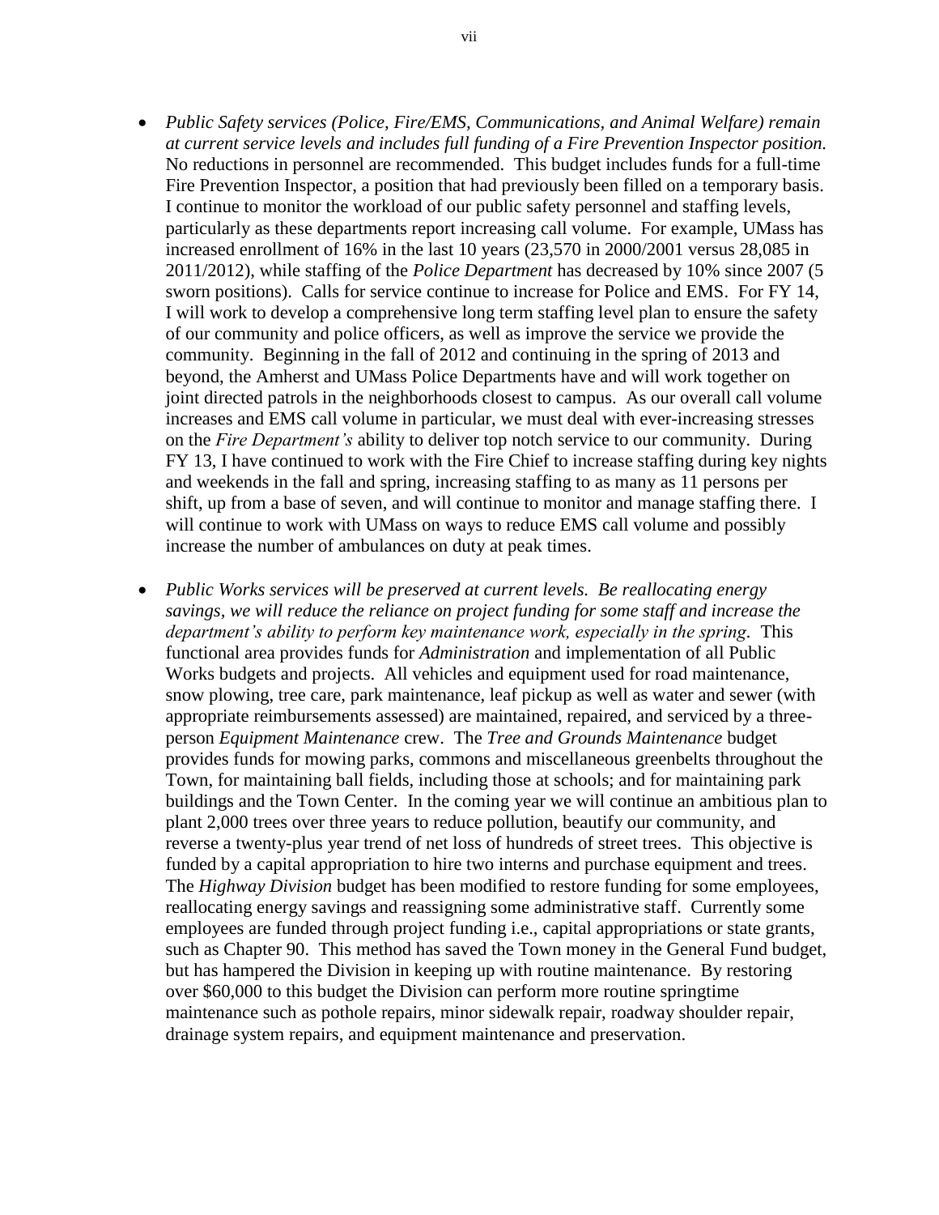- *Public Safety services (Police, Fire/EMS, Communications, and Animal Welfare) remain at current service levels and includes full funding of a Fire Prevention Inspector position.* No reductions in personnel are recommended. This budget includes funds for a full-time Fire Prevention Inspector, a position that had previously been filled on a temporary basis. I continue to monitor the workload of our public safety personnel and staffing levels, particularly as these departments report increasing call volume. For example, UMass has increased enrollment of 16% in the last 10 years (23,570 in 2000/2001 versus 28,085 in 2011/2012), while staffing of the *Police Department* has decreased by 10% since 2007 (5 sworn positions). Calls for service continue to increase for Police and EMS. For FY 14, I will work to develop a comprehensive long term staffing level plan to ensure the safety of our community and police officers, as well as improve the service we provide the community. Beginning in the fall of 2012 and continuing in the spring of 2013 and beyond, the Amherst and UMass Police Departments have and will work together on joint directed patrols in the neighborhoods closest to campus. As our overall call volume increases and EMS call volume in particular, we must deal with ever-increasing stresses on the *Fire Department's* ability to deliver top notch service to our community. During FY 13, I have continued to work with the Fire Chief to increase staffing during key nights and weekends in the fall and spring, increasing staffing to as many as 11 persons per shift, up from a base of seven, and will continue to monitor and manage staffing there. I will continue to work with UMass on ways to reduce EMS call volume and possibly increase the number of ambulances on duty at peak times.

- *Public Works services will be preserved at current levels. Be reallocating energy savings, we will reduce the reliance on project funding for some staff and increase the department's ability to perform key maintenance work, especially in the spring*. This functional area provides funds for *Administration* and implementation of all Public Works budgets and projects. All vehicles and equipment used for road maintenance, snow plowing, tree care, park maintenance, leaf pickup as well as water and sewer (with appropriate reimbursements assessed) are maintained, repaired, and serviced by a three-person *Equipment Maintenance* crew. The *Tree and Grounds Maintenance* budget provides funds for mowing parks, commons and miscellaneous greenbelts throughout the Town, for maintaining ball fields, including those at schools; and for maintaining park buildings and the Town Center. In the coming year we will continue an ambitious plan to plant 2,000 trees over three years to reduce pollution, beautify our community, and reverse a twenty-plus year trend of net loss of hundreds of street trees. This objective is funded by a capital appropriation to hire two interns and purchase equipment and trees. The *Highway Division* budget has been modified to restore funding for some employees, reallocating energy savings and reassigning some administrative staff. Currently some employees are funded through project funding i.e., capital appropriations or state grants, such as Chapter 90. This method has saved the Town money in the General Fund budget, but has hampered the Division in keeping up with routine maintenance. By restoring over $60,000 to this budget the Division can perform more routine springtime maintenance such as pothole repairs, minor sidewalk repair, roadway shoulder repair, drainage system repairs, and equipment maintenance and preservation.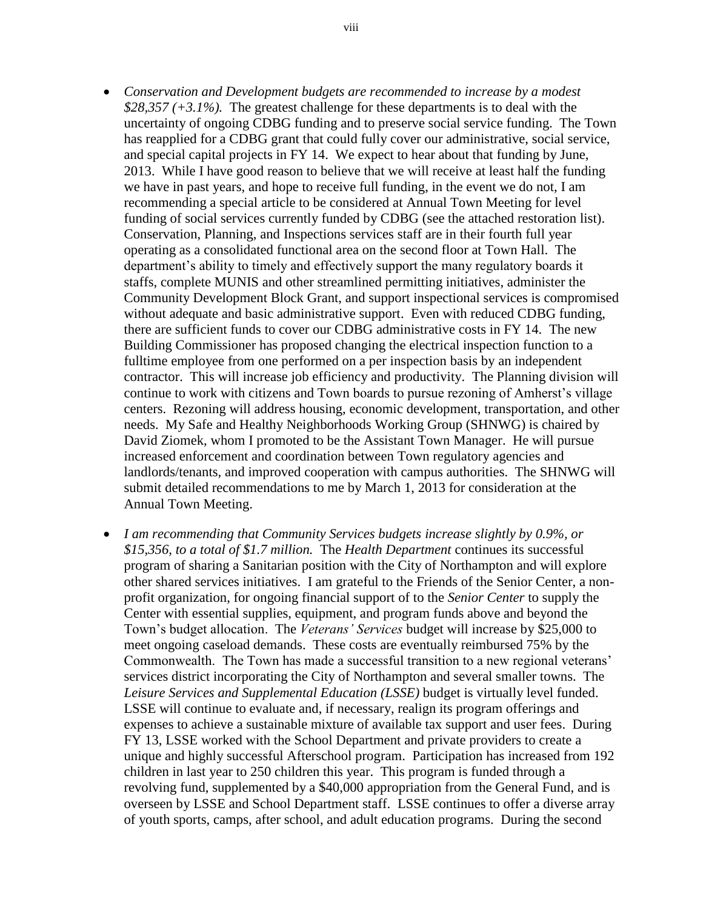- *Conservation and Development budgets are recommended to increase by a modest $28,357 (+3.1%).* The greatest challenge for these departments is to deal with the uncertainty of ongoing CDBG funding and to preserve social service funding. The Town has reapplied for a CDBG grant that could fully cover our administrative, social service, and special capital projects in FY 14. We expect to hear about that funding by June, 2013. While I have good reason to believe that we will receive at least half the funding we have in past years, and hope to receive full funding, in the event we do not, I am recommending a special article to be considered at Annual Town Meeting for level funding of social services currently funded by CDBG (see the attached restoration list). Conservation, Planning, and Inspections services staff are in their fourth full year operating as a consolidated functional area on the second floor at Town Hall. The department's ability to timely and effectively support the many regulatory boards it staffs, complete MUNIS and other streamlined permitting initiatives, administer the Community Development Block Grant, and support inspectional services is compromised without adequate and basic administrative support. Even with reduced CDBG funding, there are sufficient funds to cover our CDBG administrative costs in FY 14. The new Building Commissioner has proposed changing the electrical inspection function to a fulltime employee from one performed on a per inspection basis by an independent contractor. This will increase job efficiency and productivity. The Planning division will continue to work with citizens and Town boards to pursue rezoning of Amherst's village centers. Rezoning will address housing, economic development, transportation, and other needs. My Safe and Healthy Neighborhoods Working Group (SHNWG) is chaired by David Ziomek, whom I promoted to be the Assistant Town Manager. He will pursue increased enforcement and coordination between Town regulatory agencies and landlords/tenants, and improved cooperation with campus authorities. The SHNWG will submit detailed recommendations to me by March 1, 2013 for consideration at the Annual Town Meeting.

- *I am recommending that Community Services budgets increase slightly by 0.9%, or $15,356, to a total of $1.7 million.* The *Health Department* continues its successful program of sharing a Sanitarian position with the City of Northampton and will explore other shared services initiatives. I am grateful to the Friends of the Senior Center, a non-profit organization, for ongoing financial support of to the *Senior Center* to supply the Center with essential supplies, equipment, and program funds above and beyond the Town's budget allocation. The *Veterans' Services* budget will increase by $25,000 to meet ongoing caseload demands. These costs are eventually reimbursed 75% by the Commonwealth. The Town has made a successful transition to a new regional veterans' services district incorporating the City of Northampton and several smaller towns. The *Leisure Services and Supplemental Education (LSSE)* budget is virtually level funded. LSSE will continue to evaluate and, if necessary, realign its program offerings and expenses to achieve a sustainable mixture of available tax support and user fees. During FY 13, LSSE worked with the School Department and private providers to create a unique and highly successful Afterschool program. Participation has increased from 192 children in last year to 250 children this year. This program is funded through a revolving fund, supplemented by a $40,000 appropriation from the General Fund, and is overseen by LSSE and School Department staff. LSSE continues to offer a diverse array of youth sports, camps, after school, and adult education programs. During the second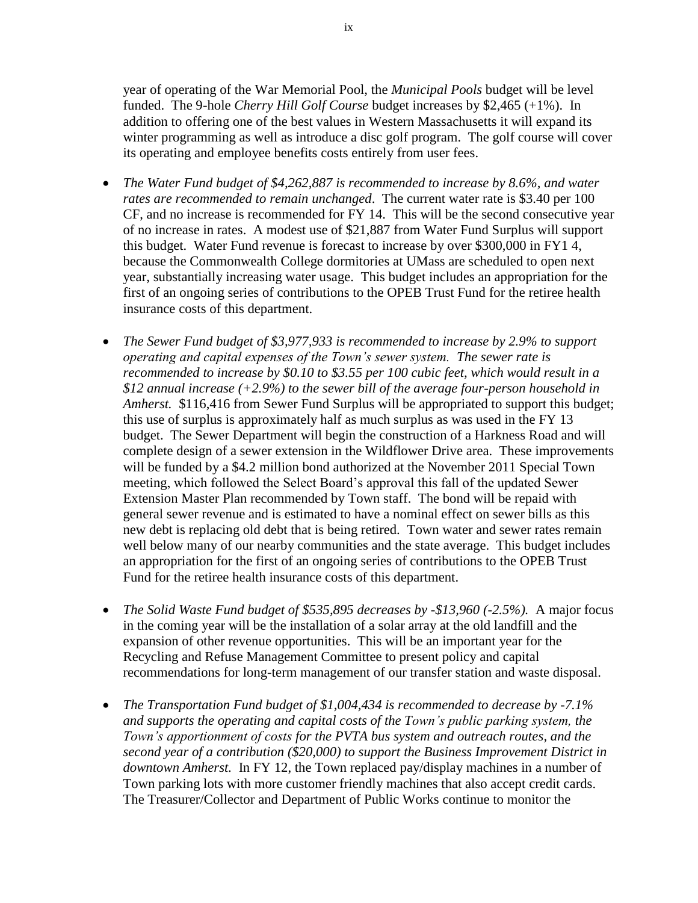year of operating of the War Memorial Pool, the *Municipal Pools* budget will be level funded. The 9-hole *Cherry Hill Golf Course* budget increases by $2,465 (+1%). In addition to offering one of the best values in Western Massachusetts it will expand its winter programming as well as introduce a disc golf program. The golf course will cover its operating and employee benefits costs entirely from user fees.

- *The Water Fund budget of $4,262,887 is recommended to increase by 8.6%, and water rates are recommended to remain unchanged*. The current water rate is $3.40 per 100 CF, and no increase is recommended for FY 14. This will be the second consecutive year of no increase in rates. A modest use of $21,887 from Water Fund Surplus will support this budget. Water Fund revenue is forecast to increase by over $300,000 in FY1 4, because the Commonwealth College dormitories at UMass are scheduled to open next year, substantially increasing water usage. This budget includes an appropriation for the first of an ongoing series of contributions to the OPEB Trust Fund for the retiree health insurance costs of this department.

- *The Sewer Fund budget of $3,977,933 is recommended to increase by 2.9% to support operating and capital expenses of the Town's sewer system. The sewer rate is recommended to increase by $0.10 to $3.55 per 100 cubic feet, which would result in a $12 annual increase (+2.9%) to the sewer bill of the average four-person household in Amherst.* $116,416 from Sewer Fund Surplus will be appropriated to support this budget; this use of surplus is approximately half as much surplus as was used in the FY 13 budget. The Sewer Department will begin the construction of a Harkness Road and will complete design of a sewer extension in the Wildflower Drive area. These improvements will be funded by a $4.2 million bond authorized at the November 2011 Special Town meeting, which followed the Select Board's approval this fall of the updated Sewer Extension Master Plan recommended by Town staff. The bond will be repaid with general sewer revenue and is estimated to have a nominal effect on sewer bills as this new debt is replacing old debt that is being retired. Town water and sewer rates remain well below many of our nearby communities and the state average. This budget includes an appropriation for the first of an ongoing series of contributions to the OPEB Trust Fund for the retiree health insurance costs of this department.

- *The Solid Waste Fund budget of $535,895 decreases by -$13,960 (-2.5%).* A major focus in the coming year will be the installation of a solar array at the old landfill and the expansion of other revenue opportunities. This will be an important year for the Recycling and Refuse Management Committee to present policy and capital recommendations for long-term management of our transfer station and waste disposal.

- *The Transportation Fund budget of $1,004,434 is recommended to decrease by -7.1% and supports the operating and capital costs of the Town's public parking system, the Town's apportionment of costs for the PVTA bus system and outreach routes, and the second year of a contribution ($20,000) to support the Business Improvement District in downtown Amherst.* In FY 12, the Town replaced pay/display machines in a number of Town parking lots with more customer friendly machines that also accept credit cards. The Treasurer/Collector and Department of Public Works continue to monitor the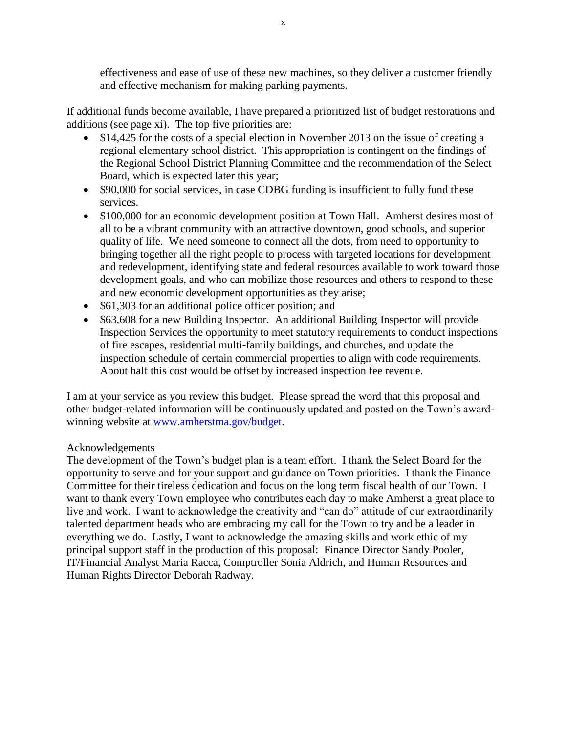effectiveness and ease of use of these new machines, so they deliver a customer friendly and effective mechanism for making parking payments.

If additional funds become available, I have prepared a prioritized list of budget restorations and additions (see page xi). The top five priorities are:

- $14,425 for the costs of a special election in November 2013 on the issue of creating a regional elementary school district. This appropriation is contingent on the findings of the Regional School District Planning Committee and the recommendation of the Select Board, which is expected later this year;
- $90,000 for social services, in case CDBG funding is insufficient to fully fund these services.
- $100,000 for an economic development position at Town Hall. Amherst desires most of all to be a vibrant community with an attractive downtown, good schools, and superior quality of life. We need someone to connect all the dots, from need to opportunity to bringing together all the right people to process with targeted locations for development and redevelopment, identifying state and federal resources available to work toward those development goals, and who can mobilize those resources and others to respond to these and new economic development opportunities as they arise;
- $61,303 for an additional police officer position; and
- $63,608 for a new Building Inspector. An additional Building Inspector will provide Inspection Services the opportunity to meet statutory requirements to conduct inspections of fire escapes, residential multi-family buildings, and churches, and update the inspection schedule of certain commercial properties to align with code requirements. About half this cost would be offset by increased inspection fee revenue.

I am at your service as you review this budget. Please spread the word that this proposal and other budget-related information will be continuously updated and posted on the Town's award-winning website at [www.amherstma.gov/budget](http://www.amherstma.gov/budget).

<u>Acknowledgements</u>

The development of the Town's budget plan is a team effort. I thank the Select Board for the opportunity to serve and for your support and guidance on Town priorities. I thank the Finance Committee for their tireless dedication and focus on the long term fiscal health of our Town. I want to thank every Town employee who contributes each day to make Amherst a great place to live and work. I want to acknowledge the creativity and "can do" attitude of our extraordinarily talented department heads who are embracing my call for the Town to try and be a leader in everything we do. Lastly, I want to acknowledge the amazing skills and work ethic of my principal support staff in the production of this proposal: Finance Director Sandy Pooler, IT/Financial Analyst Maria Racca, Comptroller Sonia Aldrich, and Human Resources and Human Rights Director Deborah Radway.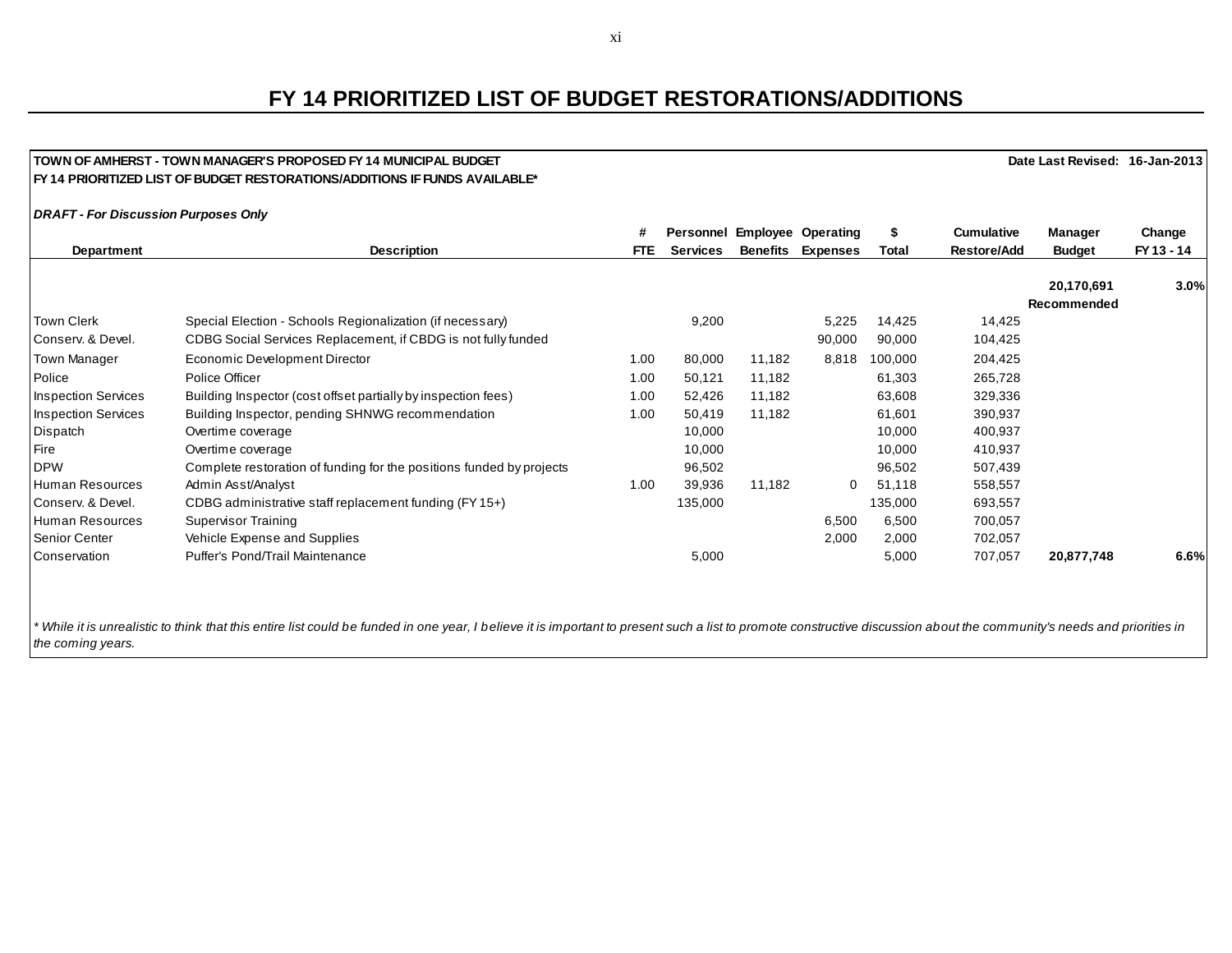# FY 14 PRIORITIZED LIST OF BUDGET RESTORATIONS/ADDITIONS

**TOWN OF AMHERST - TOWN MANAGER'S PROPOSED FY 14 MUNICIPAL BUDGET** | **Date Last Revised: 16-Jan-2013**

**FY 14 PRIORITIZED LIST OF BUDGET RESTORATIONS/ADDITIONS IF FUNDS AVAILABLE***

***DRAFT - For Discussion Purposes Only***

| Department | Description | # FTE | Personnel Services | Employee Benefits | Operating Expenses | $ Total | Cumulative Restore/Add | Manager Budget | Change FY 13 - 14 |
|---|---|---|---|---|---|---|---|---|---|
| | | | | | | | | **20,170,691 Recommended** | **3.0%** |
| Town Clerk | Special Election - Schools Regionalization (if necessary) | | 9,200 | | 5,225 | 14,425 | 14,425 | | |
| Conserv. & Devel. | CDBG Social Services Replacement, if CBDG is not fully funded | | | | 90,000 | 90,000 | 104,425 | | |
| Town Manager | Economic Development Director | 1.00 | 80,000 | 11,182 | 8,818 | 100,000 | 204,425 | | |
| Police | Police Officer | 1.00 | 50,121 | 11,182 | | 61,303 | 265,728 | | |
| Inspection Services | Building Inspector (cost offset partially by inspection fees) | 1.00 | 52,426 | 11,182 | | 63,608 | 329,336 | | |
| Inspection Services | Building Inspector, pending SHNWG recommendation | 1.00 | 50,419 | 11,182 | | 61,601 | 390,937 | | |
| Dispatch | Overtime coverage | | 10,000 | | | 10,000 | 400,937 | | |
| Fire | Overtime coverage | | 10,000 | | | 10,000 | 410,937 | | |
| DPW | Complete restoration of funding for the positions funded by projects | | 96,502 | | | 96,502 | 507,439 | | |
| Human Resources | Admin Asst/Analyst | 1.00 | 39,936 | 11,182 | 0 | 51,118 | 558,557 | | |
| Conserv. & Devel. | CDBG administrative staff replacement funding (FY 15+) | | 135,000 | | | 135,000 | 693,557 | | |
| Human Resources | Supervisor Training | | | | 6,500 | 6,500 | 700,057 | | |
| Senior Center | Vehicle Expense and Supplies | | | | 2,000 | 2,000 | 702,057 | | |
| Conservation | Puffer's Pond/Trail Maintenance | | 5,000 | | | 5,000 | 707,057 | **20,877,748** | **6.6%** |

*\* While it is unrealistic to think that this entire list could be funded in one year, I believe it is important to present such a list to promote constructive discussion about the community's needs and priorities in the coming years.*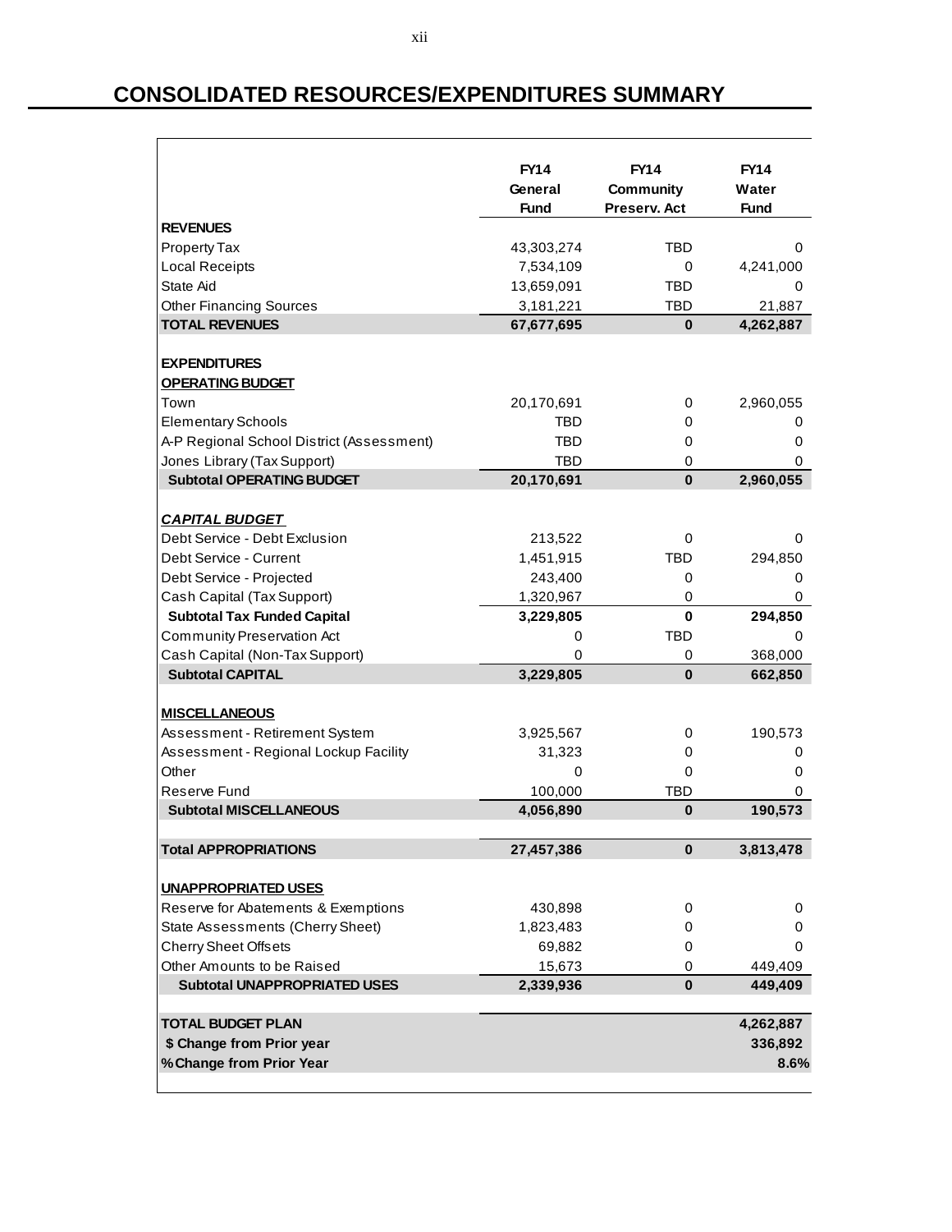# CONSOLIDATED RESOURCES/EXPENDITURES SUMMARY

| | FY14 General Fund | FY14 Community Preserv. Act | FY14 Water Fund |
|---|---|---|---|
| **REVENUES** | | | |
| Property Tax | 43,303,274 | TBD | 0 |
| Local Receipts | 7,534,109 | 0 | 4,241,000 |
| State Aid | 13,659,091 | TBD | 0 |
| Other Financing Sources | 3,181,221 | TBD | 21,887 |
| **TOTAL REVENUES** | **67,677,695** | **0** | **4,262,887** |
| | | | |
| **EXPENDITURES** | | | |
| **OPERATING BUDGET** | | | |
| Town | 20,170,691 | 0 | 2,960,055 |
| Elementary Schools | TBD | 0 | 0 |
| A-P Regional School District (Assessment) | TBD | 0 | 0 |
| Jones Library (Tax Support) | TBD | 0 | 0 |
| **Subtotal OPERATING BUDGET** | **20,170,691** | **0** | **2,960,055** |
| | | | |
| ***CAPITAL BUDGET*** | | | |
| Debt Service - Debt Exclusion | 213,522 | 0 | 0 |
| Debt Service - Current | 1,451,915 | TBD | 294,850 |
| Debt Service - Projected | 243,400 | 0 | 0 |
| Cash Capital (Tax Support) | 1,320,967 | 0 | 0 |
| **Subtotal Tax Funded Capital** | **3,229,805** | **0** | **294,850** |
| Community Preservation Act | 0 | TBD | 0 |
| Cash Capital (Non-Tax Support) | 0 | 0 | 368,000 |
| **Subtotal CAPITAL** | **3,229,805** | **0** | **662,850** |
| | | | |
| **MISCELLANEOUS** | | | |
| Assessment - Retirement System | 3,925,567 | 0 | 190,573 |
| Assessment - Regional Lockup Facility | 31,323 | 0 | 0 |
| Other | 0 | 0 | 0 |
| Reserve Fund | 100,000 | TBD | 0 |
| **Subtotal MISCELLANEOUS** | **4,056,890** | **0** | **190,573** |
| | | | |
| **Total APPROPRIATIONS** | **27,457,386** | **0** | **3,813,478** |
| | | | |
| **UNAPPROPRIATED USES** | | | |
| Reserve for Abatements & Exemptions | 430,898 | 0 | 0 |
| State Assessments (Cherry Sheet) | 1,823,483 | 0 | 0 |
| Cherry Sheet Offsets | 69,882 | 0 | 0 |
| Other Amounts to be Raised | 15,673 | 0 | 449,409 |
| **Subtotal UNAPPROPRIATED USES** | **2,339,936** | **0** | **449,409** |
| | | | |
| **TOTAL BUDGET PLAN** | | | **4,262,887** |
| **$ Change from Prior year** | | | **336,892** |
| **% Change from Prior Year** | | | **8.6%** |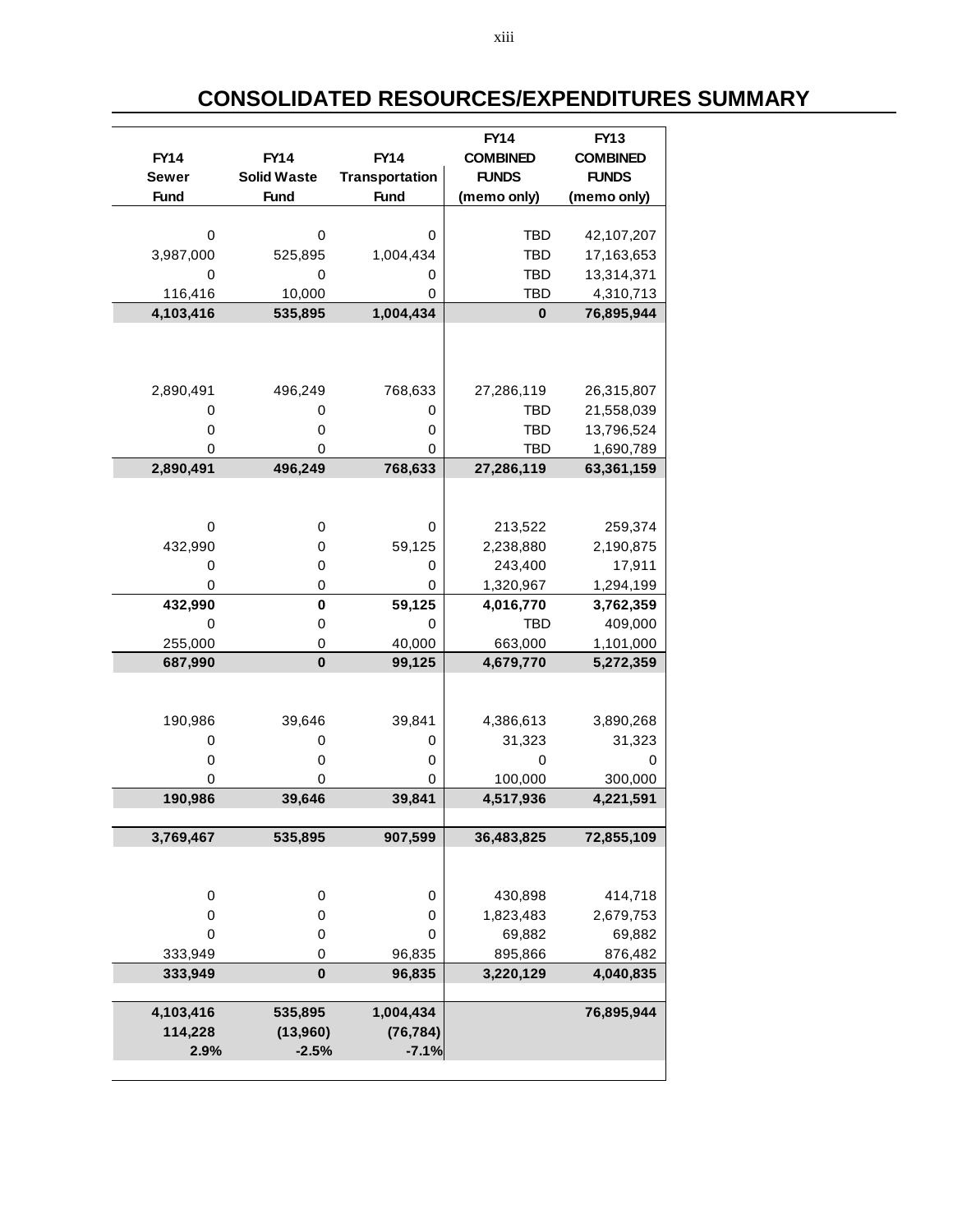# CONSOLIDATED RESOURCES/EXPENDITURES SUMMARY

| FY14 Sewer Fund | FY14 Solid Waste Fund | FY14 Transportation Fund | FY14 COMBINED FUNDS (memo only) | FY13 COMBINED FUNDS (memo only) |
|---|---|---|---|---|
| 0 | 0 | 0 | TBD | 42,107,207 |
| 3,987,000 | 525,895 | 1,004,434 | TBD | 17,163,653 |
| 0 | 0 | 0 | TBD | 13,314,371 |
| 116,416 | 10,000 | 0 | TBD | 4,310,713 |
| **4,103,416** | **535,895** | **1,004,434** | **0** | **76,895,944** |
| | | | | |
| 2,890,491 | 496,249 | 768,633 | 27,286,119 | 26,315,807 |
| 0 | 0 | 0 | TBD | 21,558,039 |
| 0 | 0 | 0 | TBD | 13,796,524 |
| 0 | 0 | 0 | TBD | 1,690,789 |
| **2,890,491** | **496,249** | **768,633** | **27,286,119** | **63,361,159** |
| | | | | |
| 0 | 0 | 0 | 213,522 | 259,374 |
| 432,990 | 0 | 59,125 | 2,238,880 | 2,190,875 |
| 0 | 0 | 0 | 243,400 | 17,911 |
| 0 | 0 | 0 | 1,320,967 | 1,294,199 |
| **432,990** | **0** | **59,125** | **4,016,770** | **3,762,359** |
| 0 | 0 | 0 | TBD | 409,000 |
| 255,000 | 0 | 40,000 | 663,000 | 1,101,000 |
| **687,990** | **0** | **99,125** | **4,679,770** | **5,272,359** |
| | | | | |
| 190,986 | 39,646 | 39,841 | 4,386,613 | 3,890,268 |
| 0 | 0 | 0 | 31,323 | 31,323 |
| 0 | 0 | 0 | 0 | 0 |
| 0 | 0 | 0 | 100,000 | 300,000 |
| **190,986** | **39,646** | **39,841** | **4,517,936** | **4,221,591** |
| | | | | |
| **3,769,467** | **535,895** | **907,599** | **36,483,825** | **72,855,109** |
| | | | | |
| 0 | 0 | 0 | 430,898 | 414,718 |
| 0 | 0 | 0 | 1,823,483 | 2,679,753 |
| 0 | 0 | 0 | 69,882 | 69,882 |
| 333,949 | 0 | 96,835 | 895,866 | 876,482 |
| **333,949** | **0** | **96,835** | **3,220,129** | **4,040,835** |
| | | | | |
| **4,103,416** | **535,895** | **1,004,434** | | **76,895,944** |
| **114,228** | **(13,960)** | **(76,784)** | | |
| **2.9%** | **-2.5%** | **-7.1%** | | |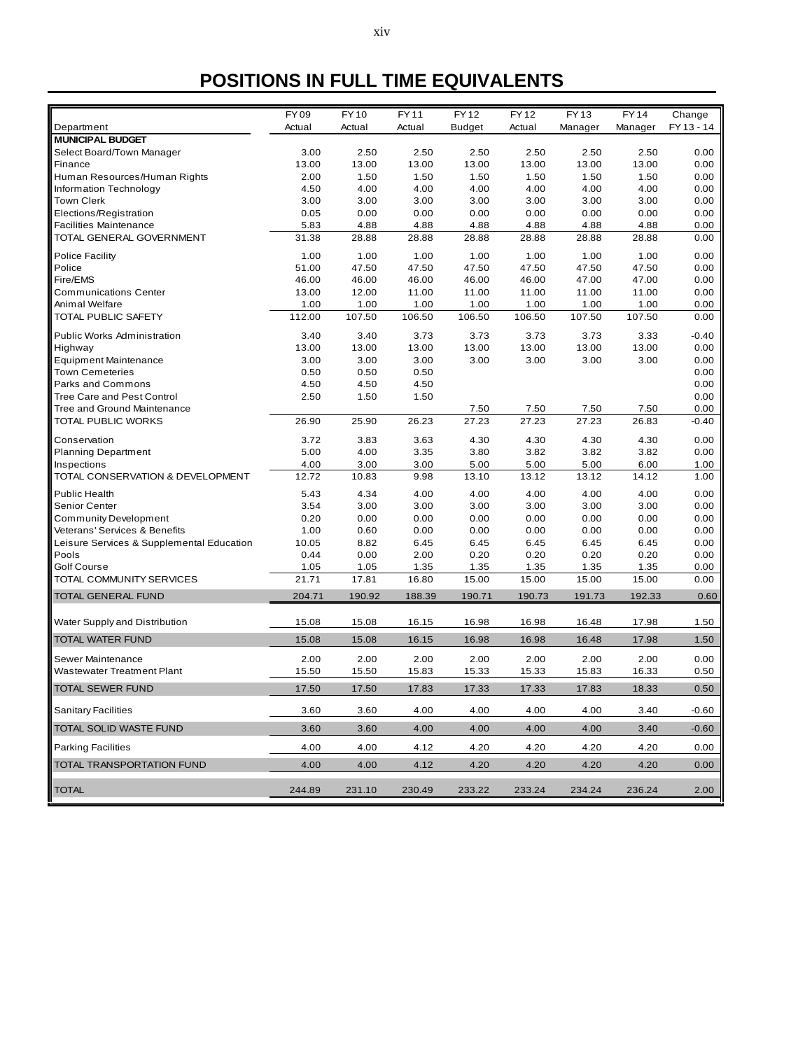# POSITIONS IN FULL TIME EQUIVALENTS

| Department | FY 09 Actual | FY 10 Actual | FY 11 Actual | FY 12 Budget | FY 12 Actual | FY 13 Manager | FY 14 Manager | Change FY 13 - 14 |
|---|---|---|---|---|---|---|---|---|
| **MUNICIPAL BUDGET** | | | | | | | | |
| Select Board/Town Manager | 3.00 | 2.50 | 2.50 | 2.50 | 2.50 | 2.50 | 2.50 | 0.00 |
| Finance | 13.00 | 13.00 | 13.00 | 13.00 | 13.00 | 13.00 | 13.00 | 0.00 |
| Human Resources/Human Rights | 2.00 | 1.50 | 1.50 | 1.50 | 1.50 | 1.50 | 1.50 | 0.00 |
| Information Technology | 4.50 | 4.00 | 4.00 | 4.00 | 4.00 | 4.00 | 4.00 | 0.00 |
| Town Clerk | 3.00 | 3.00 | 3.00 | 3.00 | 3.00 | 3.00 | 3.00 | 0.00 |
| Elections/Registration | 0.05 | 0.00 | 0.00 | 0.00 | 0.00 | 0.00 | 0.00 | 0.00 |
| Facilities Maintenance | 5.83 | 4.88 | 4.88 | 4.88 | 4.88 | 4.88 | 4.88 | 0.00 |
| TOTAL GENERAL GOVERNMENT | 31.38 | 28.88 | 28.88 | 28.88 | 28.88 | 28.88 | 28.88 | 0.00 |
| Police Facility | 1.00 | 1.00 | 1.00 | 1.00 | 1.00 | 1.00 | 1.00 | 0.00 |
| Police | 51.00 | 47.50 | 47.50 | 47.50 | 47.50 | 47.50 | 47.50 | 0.00 |
| Fire/EMS | 46.00 | 46.00 | 46.00 | 46.00 | 46.00 | 47.00 | 47.00 | 0.00 |
| Communications Center | 13.00 | 12.00 | 11.00 | 11.00 | 11.00 | 11.00 | 11.00 | 0.00 |
| Animal Welfare | 1.00 | 1.00 | 1.00 | 1.00 | 1.00 | 1.00 | 1.00 | 0.00 |
| TOTAL PUBLIC SAFETY | 112.00 | 107.50 | 106.50 | 106.50 | 106.50 | 107.50 | 107.50 | 0.00 |
| Public Works Administration | 3.40 | 3.40 | 3.73 | 3.73 | 3.73 | 3.73 | 3.33 | -0.40 |
| Highway | 13.00 | 13.00 | 13.00 | 13.00 | 13.00 | 13.00 | 13.00 | 0.00 |
| Equipment Maintenance | 3.00 | 3.00 | 3.00 | 3.00 | 3.00 | 3.00 | 3.00 | 0.00 |
| Town Cemeteries | 0.50 | 0.50 | 0.50 | | | | | 0.00 |
| Parks and Commons | 4.50 | 4.50 | 4.50 | | | | | 0.00 |
| Tree Care and Pest Control | 2.50 | 1.50 | 1.50 | | | | | 0.00 |
| Tree and Ground Maintenance | | | | 7.50 | 7.50 | 7.50 | 7.50 | 0.00 |
| TOTAL PUBLIC WORKS | 26.90 | 25.90 | 26.23 | 27.23 | 27.23 | 27.23 | 26.83 | -0.40 |
| Conservation | 3.72 | 3.83 | 3.63 | 4.30 | 4.30 | 4.30 | 4.30 | 0.00 |
| Planning Department | 5.00 | 4.00 | 3.35 | 3.80 | 3.82 | 3.82 | 3.82 | 0.00 |
| Inspections | 4.00 | 3.00 | 3.00 | 5.00 | 5.00 | 5.00 | 6.00 | 1.00 |
| TOTAL CONSERVATION & DEVELOPMENT | 12.72 | 10.83 | 9.98 | 13.10 | 13.12 | 13.12 | 14.12 | 1.00 |
| Public Health | 5.43 | 4.34 | 4.00 | 4.00 | 4.00 | 4.00 | 4.00 | 0.00 |
| Senior Center | 3.54 | 3.00 | 3.00 | 3.00 | 3.00 | 3.00 | 3.00 | 0.00 |
| Community Development | 0.20 | 0.00 | 0.00 | 0.00 | 0.00 | 0.00 | 0.00 | 0.00 |
| Veterans' Services & Benefits | 1.00 | 0.60 | 0.00 | 0.00 | 0.00 | 0.00 | 0.00 | 0.00 |
| Leisure Services & Supplemental Education | 10.05 | 8.82 | 6.45 | 6.45 | 6.45 | 6.45 | 6.45 | 0.00 |
| Pools | 0.44 | 0.00 | 2.00 | 0.20 | 0.20 | 0.20 | 0.20 | 0.00 |
| Golf Course | 1.05 | 1.05 | 1.35 | 1.35 | 1.35 | 1.35 | 1.35 | 0.00 |
| TOTAL COMMUNITY SERVICES | 21.71 | 17.81 | 16.80 | 15.00 | 15.00 | 15.00 | 15.00 | 0.00 |
| TOTAL GENERAL FUND | 204.71 | 190.92 | 188.39 | 190.71 | 190.73 | 191.73 | 192.33 | 0.60 |
| Water Supply and Distribution | 15.08 | 15.08 | 16.15 | 16.98 | 16.98 | 16.48 | 17.98 | 1.50 |
| TOTAL WATER FUND | 15.08 | 15.08 | 16.15 | 16.98 | 16.98 | 16.48 | 17.98 | 1.50 |
| Sewer Maintenance | 2.00 | 2.00 | 2.00 | 2.00 | 2.00 | 2.00 | 2.00 | 0.00 |
| Wastewater Treatment Plant | 15.50 | 15.50 | 15.83 | 15.33 | 15.33 | 15.83 | 16.33 | 0.50 |
| TOTAL SEWER FUND | 17.50 | 17.50 | 17.83 | 17.33 | 17.33 | 17.83 | 18.33 | 0.50 |
| Sanitary Facilities | 3.60 | 3.60 | 4.00 | 4.00 | 4.00 | 4.00 | 3.40 | -0.60 |
| TOTAL SOLID WASTE FUND | 3.60 | 3.60 | 4.00 | 4.00 | 4.00 | 4.00 | 3.40 | -0.60 |
| Parking Facilities | 4.00 | 4.00 | 4.12 | 4.20 | 4.20 | 4.20 | 4.20 | 0.00 |
| TOTAL TRANSPORTATION FUND | 4.00 | 4.00 | 4.12 | 4.20 | 4.20 | 4.20 | 4.20 | 0.00 |
| TOTAL | 244.89 | 231.10 | 230.49 | 233.22 | 233.24 | 234.24 | 236.24 | 2.00 |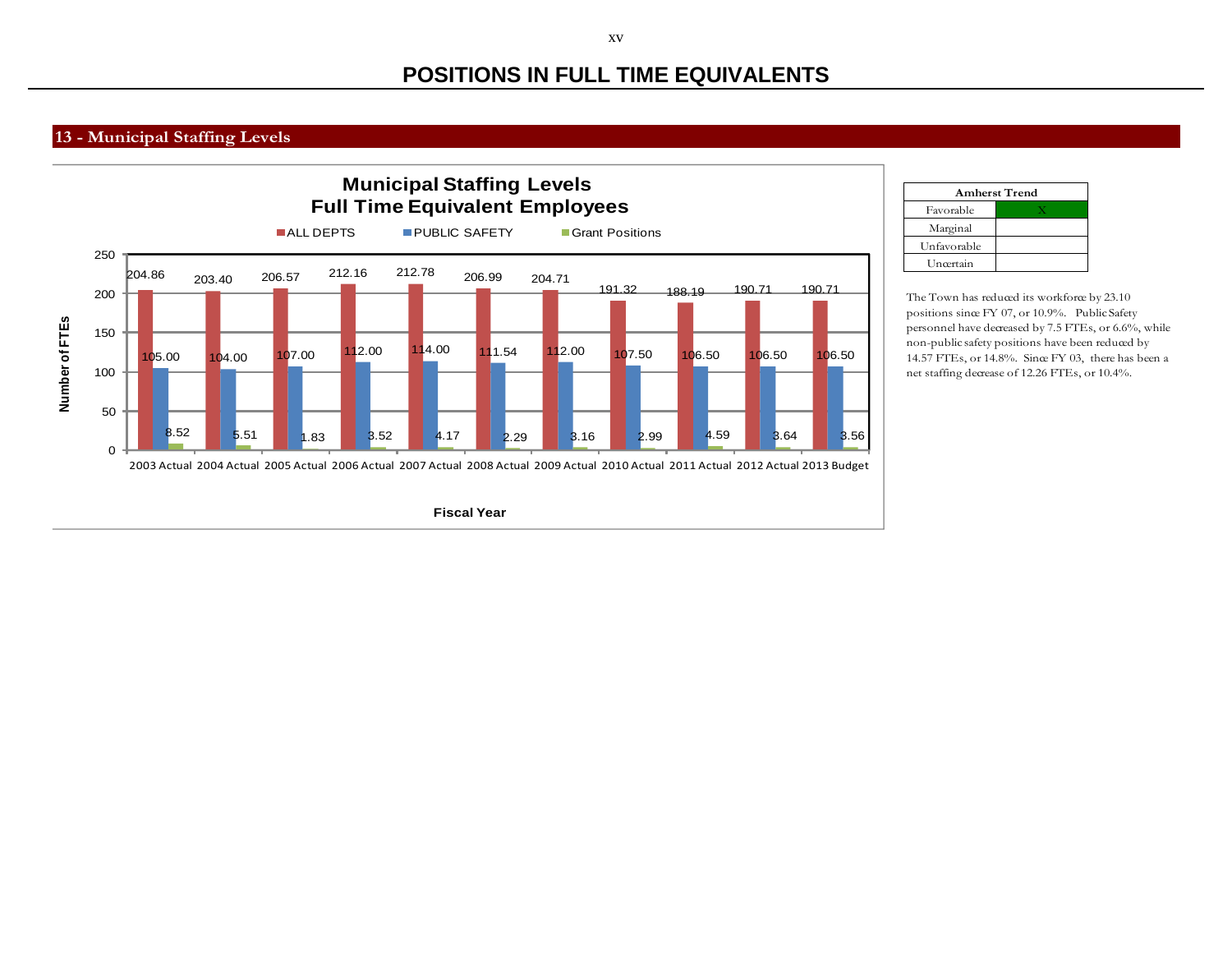# POSITIONS IN FULL TIME EQUIVALENTS

## 13 - Municipal Staffing Levels

**Municipal Staffing Levels**
**Full Time Equivalent Employees**

ALL DEPTS
PUBLIC SAFETY
Grant Positions

250
200
150
100
50
0

Number of FTEs

204.86
203.40
206.57
212.16
212.78
206.99
204.71
191.32
188.19
190.71
190.71

105.00
104.00
107.00
112.00
114.00
111.54
112.00
107.50
106.50
106.50
106.50

8.52
5.51
1.83
3.52
4.17
2.29
3.16
2.99
4.59
3.64
3.56

2003 Actual
2004 Actual
2005 Actual
2006 Actual
2007 Actual
2008 Actual
2009 Actual
2010 Actual
2011 Actual
2012 Actual
2013 Budget

Fiscal Year

| Amherst Trend | |
|---|---|
| Favorable | X |
| Marginal | |
| Unfavorable | |
| Uncertain | |

The Town has reduced its workforce by 23.10 positions since FY 07, or 10.9%. Public Safety personnel have decreased by 7.5 FTEs, or 6.6%, while non-public safety positions have been reduced by 14.57 FTEs, or 14.8%. Since FY 03, there has been a net staffing decrease of 12.26 FTEs, or 10.4%.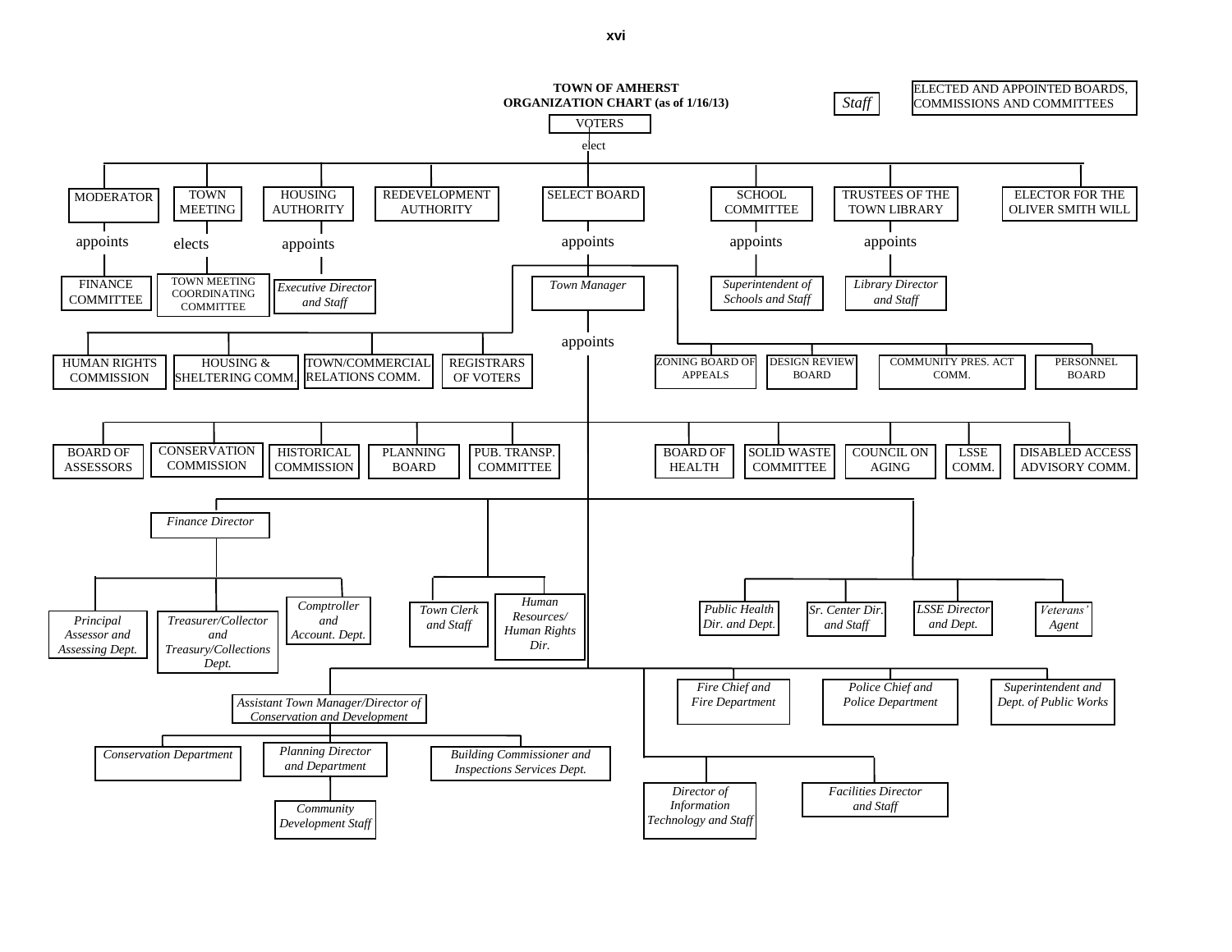**TOWN OF AMHERST**
**ORGANIZATION CHART (as of 1/16/13)**

*Staff*

ELECTED AND APPOINTED BOARDS, COMMISSIONS AND COMMITTEES

VOTERS

elect

MODERATOR

TOWN MEETING

HOUSING AUTHORITY

REDEVELOPMENT AUTHORITY

SELECT BOARD

SCHOOL COMMITTEE

TRUSTEES OF THE TOWN LIBRARY

ELECTOR FOR THE OLIVER SMITH WILL

appoints

elects

appoints

appoints

appoints

appoints

FINANCE COMMITTEE

TOWN MEETING COORDINATING COMMITTEE

*Executive Director and Staff*

*Town Manager*

*Superintendent of Schools and Staff*

*Library Director and Staff*

appoints

HUMAN RIGHTS COMMISSION

HOUSING & SHELTERING COMM.

TOWN/COMMERCIAL RELATIONS COMM.

REGISTRARS OF VOTERS

ZONING BOARD OF APPEALS

DESIGN REVIEW BOARD

COMMUNITY PRES. ACT COMM.

PERSONNEL BOARD

BOARD OF ASSESSORS

CONSERVATION COMMISSION

HISTORICAL COMMISSION

PLANNING BOARD

PUB. TRANSP. COMMITTEE

BOARD OF HEALTH

SOLID WASTE COMMITTEE

COUNCIL ON AGING

LSSE COMM.

DISABLED ACCESS ADVISORY COMM.

*Finance Director*

*Principal Assessor and Assessing Dept.*

*Treasurer/Collector and Treasury/Collections Dept.*

*Comptroller and Account. Dept.*

*Town Clerk and Staff*

*Human Resources/ Human Rights Dir.*

*Public Health Dir. and Dept.*

*Sr. Center Dir. and Staff*

*LSSE Director and Dept.*

*Veterans' Agent*

*Assistant Town Manager/Director of Conservation and Development*

*Fire Chief and Fire Department*

*Police Chief and Police Department*

*Superintendent and Dept. of Public Works*

*Conservation Department*

*Planning Director and Department*

*Building Commissioner and Inspections Services Dept.*

*Community Development Staff*

*Director of Information Technology and Staff*

*Facilities Director and Staff*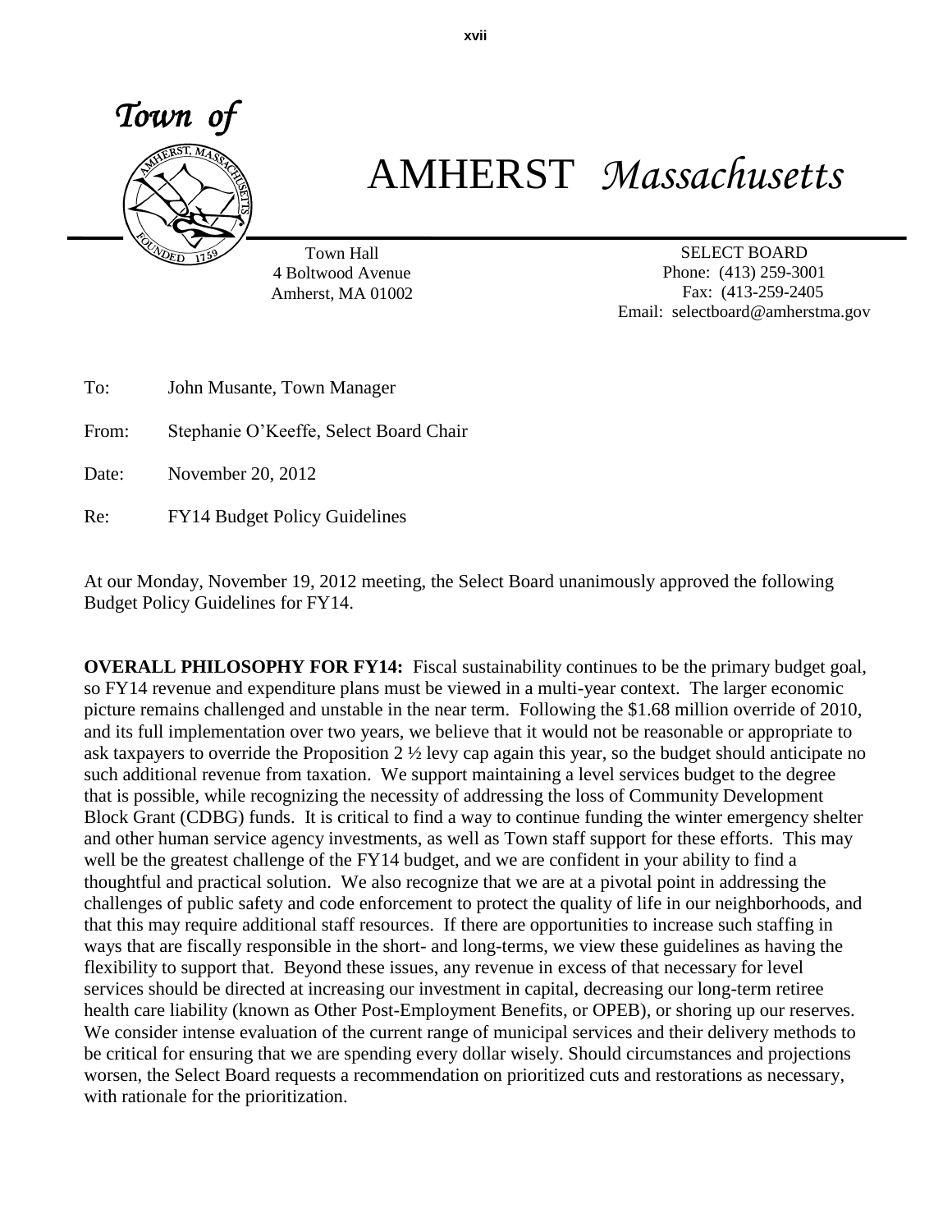*Town of*

# AMHERST *Massachusetts*

Town Hall
4 Boltwood Avenue
Amherst, MA 01002

SELECT BOARD
Phone: (413) 259-3001
Fax: (413-259-2405
Email: selectboard@amherstma.gov

To: John Musante, Town Manager

From: Stephanie O'Keeffe, Select Board Chair

Date: November 20, 2012

Re: FY14 Budget Policy Guidelines

At our Monday, November 19, 2012 meeting, the Select Board unanimously approved the following Budget Policy Guidelines for FY14.

**OVERALL PHILOSOPHY FOR FY14:** Fiscal sustainability continues to be the primary budget goal, so FY14 revenue and expenditure plans must be viewed in a multi-year context. The larger economic picture remains challenged and unstable in the near term. Following the $1.68 million override of 2010, and its full implementation over two years, we believe that it would not be reasonable or appropriate to ask taxpayers to override the Proposition 2 ½ levy cap again this year, so the budget should anticipate no such additional revenue from taxation. We support maintaining a level services budget to the degree that is possible, while recognizing the necessity of addressing the loss of Community Development Block Grant (CDBG) funds. It is critical to find a way to continue funding the winter emergency shelter and other human service agency investments, as well as Town staff support for these efforts. This may well be the greatest challenge of the FY14 budget, and we are confident in your ability to find a thoughtful and practical solution. We also recognize that we are at a pivotal point in addressing the challenges of public safety and code enforcement to protect the quality of life in our neighborhoods, and that this may require additional staff resources. If there are opportunities to increase such staffing in ways that are fiscally responsible in the short- and long-terms, we view these guidelines as having the flexibility to support that. Beyond these issues, any revenue in excess of that necessary for level services should be directed at increasing our investment in capital, decreasing our long-term retiree health care liability (known as Other Post-Employment Benefits, or OPEB), or shoring up our reserves. We consider intense evaluation of the current range of municipal services and their delivery methods to be critical for ensuring that we are spending every dollar wisely. Should circumstances and projections worsen, the Select Board requests a recommendation on prioritized cuts and restorations as necessary, with rationale for the prioritization.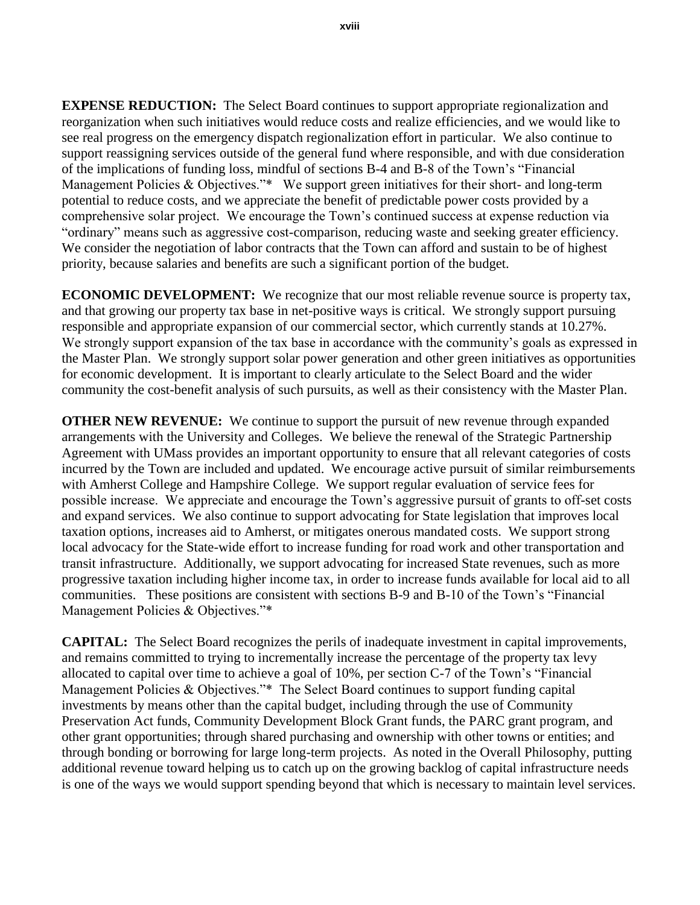**EXPENSE REDUCTION:** The Select Board continues to support appropriate regionalization and reorganization when such initiatives would reduce costs and realize efficiencies, and we would like to see real progress on the emergency dispatch regionalization effort in particular. We also continue to support reassigning services outside of the general fund where responsible, and with due consideration of the implications of funding loss, mindful of sections B-4 and B-8 of the Town's "Financial Management Policies & Objectives."* We support green initiatives for their short- and long-term potential to reduce costs, and we appreciate the benefit of predictable power costs provided by a comprehensive solar project. We encourage the Town's continued success at expense reduction via "ordinary" means such as aggressive cost-comparison, reducing waste and seeking greater efficiency. We consider the negotiation of labor contracts that the Town can afford and sustain to be of highest priority, because salaries and benefits are such a significant portion of the budget.

**ECONOMIC DEVELOPMENT:** We recognize that our most reliable revenue source is property tax, and that growing our property tax base in net-positive ways is critical. We strongly support pursuing responsible and appropriate expansion of our commercial sector, which currently stands at 10.27%. We strongly support expansion of the tax base in accordance with the community's goals as expressed in the Master Plan. We strongly support solar power generation and other green initiatives as opportunities for economic development. It is important to clearly articulate to the Select Board and the wider community the cost-benefit analysis of such pursuits, as well as their consistency with the Master Plan.

**OTHER NEW REVENUE:** We continue to support the pursuit of new revenue through expanded arrangements with the University and Colleges. We believe the renewal of the Strategic Partnership Agreement with UMass provides an important opportunity to ensure that all relevant categories of costs incurred by the Town are included and updated. We encourage active pursuit of similar reimbursements with Amherst College and Hampshire College. We support regular evaluation of service fees for possible increase. We appreciate and encourage the Town's aggressive pursuit of grants to off-set costs and expand services. We also continue to support advocating for State legislation that improves local taxation options, increases aid to Amherst, or mitigates onerous mandated costs. We support strong local advocacy for the State-wide effort to increase funding for road work and other transportation and transit infrastructure. Additionally, we support advocating for increased State revenues, such as more progressive taxation including higher income tax, in order to increase funds available for local aid to all communities. These positions are consistent with sections B-9 and B-10 of the Town's "Financial Management Policies & Objectives."*

**CAPITAL:** The Select Board recognizes the perils of inadequate investment in capital improvements, and remains committed to trying to incrementally increase the percentage of the property tax levy allocated to capital over time to achieve a goal of 10%, per section C-7 of the Town's "Financial Management Policies & Objectives."* The Select Board continues to support funding capital investments by means other than the capital budget, including through the use of Community Preservation Act funds, Community Development Block Grant funds, the PARC grant program, and other grant opportunities; through shared purchasing and ownership with other towns or entities; and through bonding or borrowing for large long-term projects. As noted in the Overall Philosophy, putting additional revenue toward helping us to catch up on the growing backlog of capital infrastructure needs is one of the ways we would support spending beyond that which is necessary to maintain level services.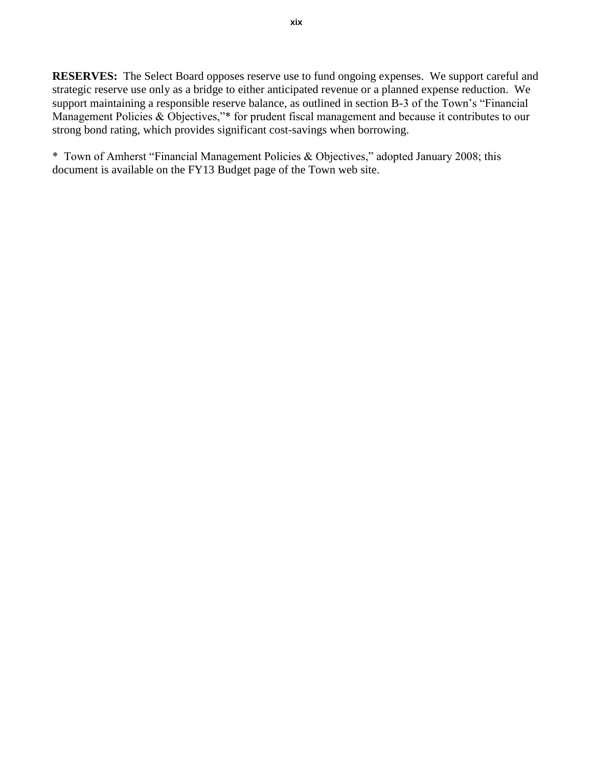**RESERVES:** The Select Board opposes reserve use to fund ongoing expenses. We support careful and strategic reserve use only as a bridge to either anticipated revenue or a planned expense reduction. We support maintaining a responsible reserve balance, as outlined in section B-3 of the Town's "Financial Management Policies & Objectives,"* for prudent fiscal management and because it contributes to our strong bond rating, which provides significant cost-savings when borrowing.

* Town of Amherst "Financial Management Policies & Objectives," adopted January 2008; this document is available on the FY13 Budget page of the Town web site.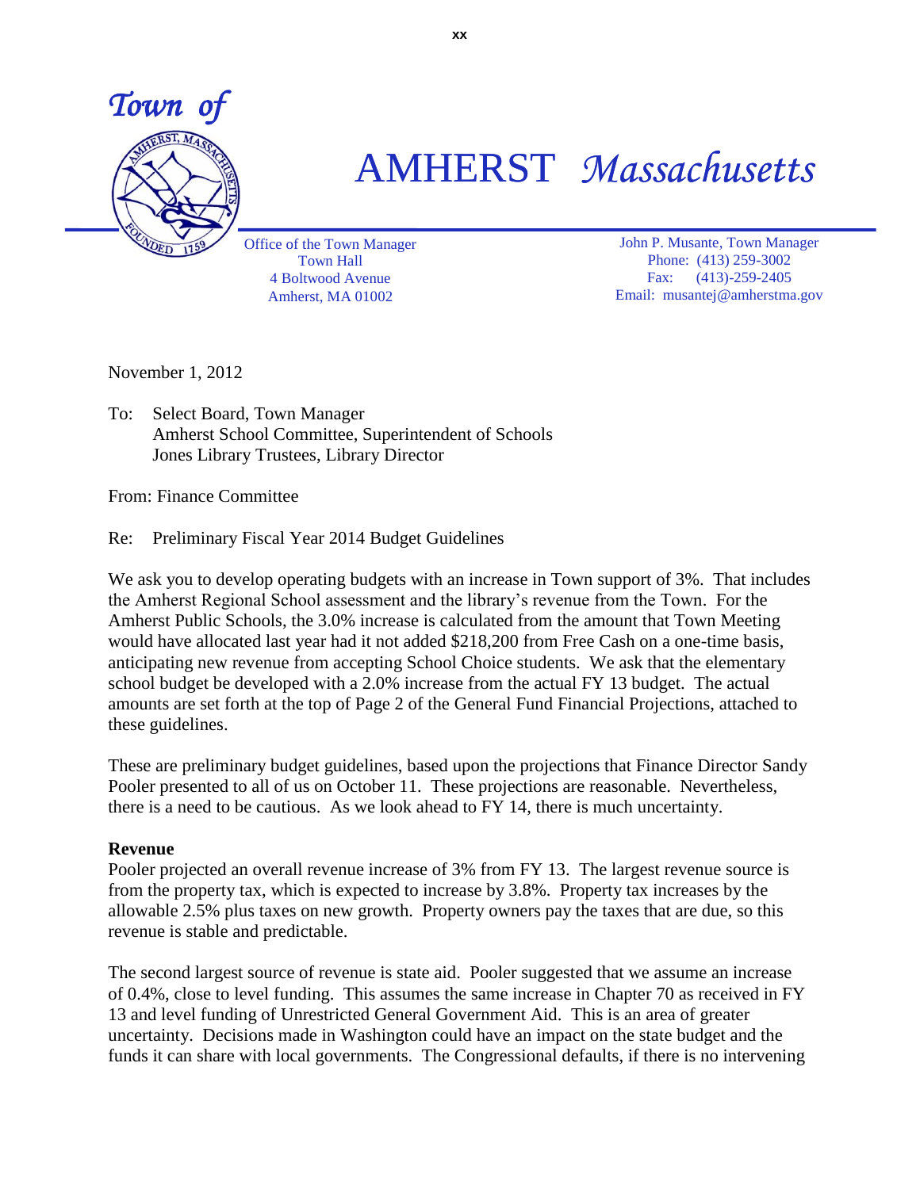Town of

# AMHERST *Massachusetts*

Office of the Town Manager
Town Hall
4 Boltwood Avenue
Amherst, MA 01002

John P. Musante, Town Manager
Phone: (413) 259-3002
Fax: (413)-259-2405
Email: musantej@amherstma.gov

November 1, 2012

To: Select Board, Town Manager
Amherst School Committee, Superintendent of Schools
Jones Library Trustees, Library Director

From: Finance Committee

Re: Preliminary Fiscal Year 2014 Budget Guidelines

We ask you to develop operating budgets with an increase in Town support of 3%. That includes the Amherst Regional School assessment and the library's revenue from the Town. For the Amherst Public Schools, the 3.0% increase is calculated from the amount that Town Meeting would have allocated last year had it not added $218,200 from Free Cash on a one-time basis, anticipating new revenue from accepting School Choice students. We ask that the elementary school budget be developed with a 2.0% increase from the actual FY 13 budget. The actual amounts are set forth at the top of Page 2 of the General Fund Financial Projections, attached to these guidelines.

These are preliminary budget guidelines, based upon the projections that Finance Director Sandy Pooler presented to all of us on October 11. These projections are reasonable. Nevertheless, there is a need to be cautious. As we look ahead to FY 14, there is much uncertainty.

**Revenue**

Pooler projected an overall revenue increase of 3% from FY 13. The largest revenue source is from the property tax, which is expected to increase by 3.8%. Property tax increases by the allowable 2.5% plus taxes on new growth. Property owners pay the taxes that are due, so this revenue is stable and predictable.

The second largest source of revenue is state aid. Pooler suggested that we assume an increase of 0.4%, close to level funding. This assumes the same increase in Chapter 70 as received in FY 13 and level funding of Unrestricted General Government Aid. This is an area of greater uncertainty. Decisions made in Washington could have an impact on the state budget and the funds it can share with local governments. The Congressional defaults, if there is no intervening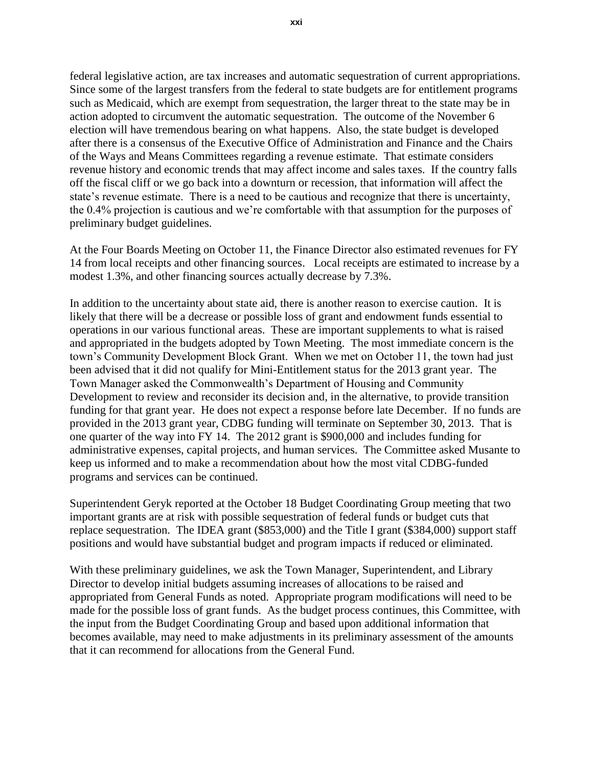federal legislative action, are tax increases and automatic sequestration of current appropriations. Since some of the largest transfers from the federal to state budgets are for entitlement programs such as Medicaid, which are exempt from sequestration, the larger threat to the state may be in action adopted to circumvent the automatic sequestration. The outcome of the November 6 election will have tremendous bearing on what happens. Also, the state budget is developed after there is a consensus of the Executive Office of Administration and Finance and the Chairs of the Ways and Means Committees regarding a revenue estimate. That estimate considers revenue history and economic trends that may affect income and sales taxes. If the country falls off the fiscal cliff or we go back into a downturn or recession, that information will affect the state's revenue estimate. There is a need to be cautious and recognize that there is uncertainty, the 0.4% projection is cautious and we're comfortable with that assumption for the purposes of preliminary budget guidelines.

At the Four Boards Meeting on October 11, the Finance Director also estimated revenues for FY 14 from local receipts and other financing sources. Local receipts are estimated to increase by a modest 1.3%, and other financing sources actually decrease by 7.3%.

In addition to the uncertainty about state aid, there is another reason to exercise caution. It is likely that there will be a decrease or possible loss of grant and endowment funds essential to operations in our various functional areas. These are important supplements to what is raised and appropriated in the budgets adopted by Town Meeting. The most immediate concern is the town's Community Development Block Grant. When we met on October 11, the town had just been advised that it did not qualify for Mini-Entitlement status for the 2013 grant year. The Town Manager asked the Commonwealth's Department of Housing and Community Development to review and reconsider its decision and, in the alternative, to provide transition funding for that grant year. He does not expect a response before late December. If no funds are provided in the 2013 grant year, CDBG funding will terminate on September 30, 2013. That is one quarter of the way into FY 14. The 2012 grant is $900,000 and includes funding for administrative expenses, capital projects, and human services. The Committee asked Musante to keep us informed and to make a recommendation about how the most vital CDBG-funded programs and services can be continued.

Superintendent Geryk reported at the October 18 Budget Coordinating Group meeting that two important grants are at risk with possible sequestration of federal funds or budget cuts that replace sequestration. The IDEA grant ($853,000) and the Title I grant ($384,000) support staff positions and would have substantial budget and program impacts if reduced or eliminated.

With these preliminary guidelines, we ask the Town Manager, Superintendent, and Library Director to develop initial budgets assuming increases of allocations to be raised and appropriated from General Funds as noted. Appropriate program modifications will need to be made for the possible loss of grant funds. As the budget process continues, this Committee, with the input from the Budget Coordinating Group and based upon additional information that becomes available, may need to make adjustments in its preliminary assessment of the amounts that it can recommend for allocations from the General Fund.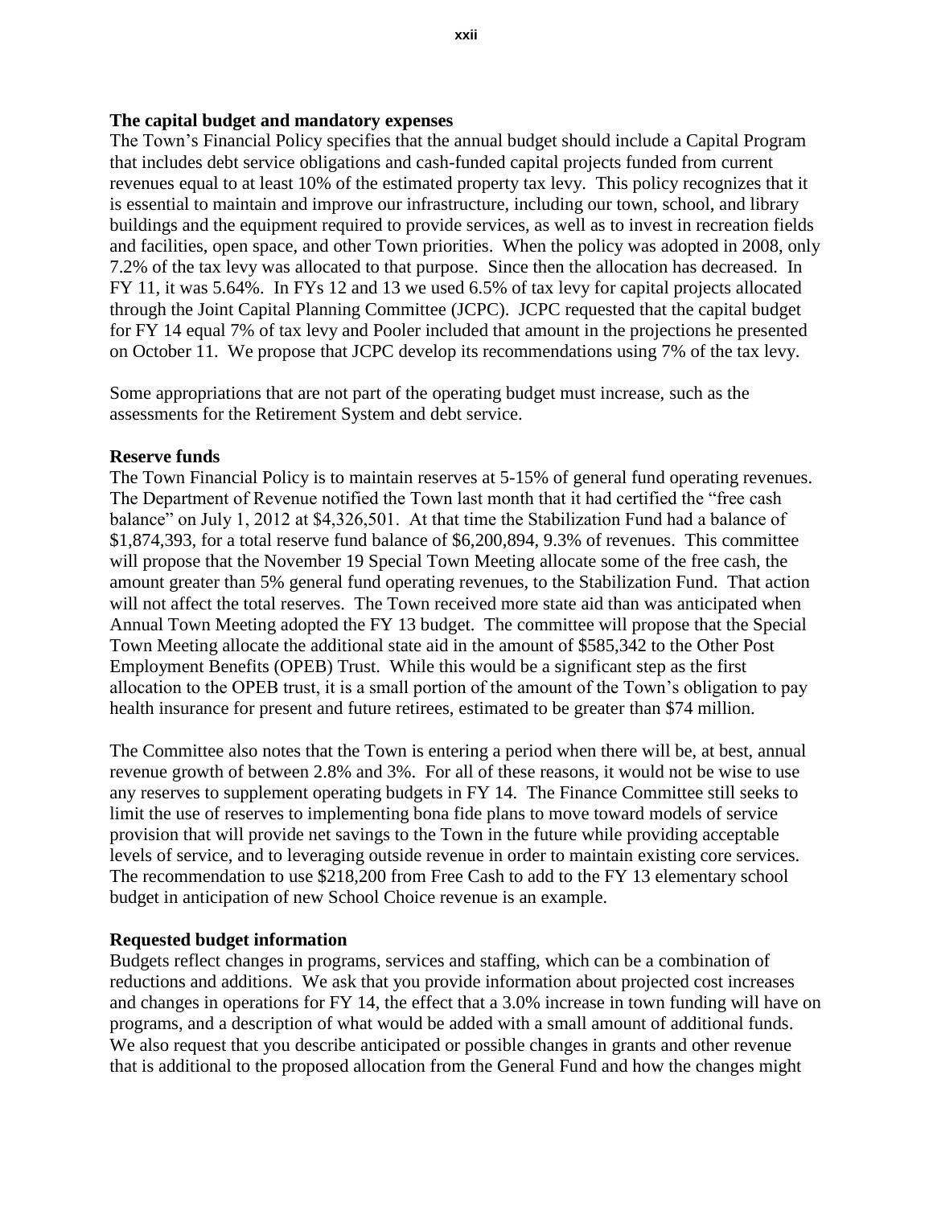**The capital budget and mandatory expenses**

The Town's Financial Policy specifies that the annual budget should include a Capital Program that includes debt service obligations and cash-funded capital projects funded from current revenues equal to at least 10% of the estimated property tax levy. This policy recognizes that it is essential to maintain and improve our infrastructure, including our town, school, and library buildings and the equipment required to provide services, as well as to invest in recreation fields and facilities, open space, and other Town priorities. When the policy was adopted in 2008, only 7.2% of the tax levy was allocated to that purpose. Since then the allocation has decreased. In FY 11, it was 5.64%. In FYs 12 and 13 we used 6.5% of tax levy for capital projects allocated through the Joint Capital Planning Committee (JCPC). JCPC requested that the capital budget for FY 14 equal 7% of tax levy and Pooler included that amount in the projections he presented on October 11. We propose that JCPC develop its recommendations using 7% of the tax levy.

Some appropriations that are not part of the operating budget must increase, such as the assessments for the Retirement System and debt service.

**Reserve funds**

The Town Financial Policy is to maintain reserves at 5-15% of general fund operating revenues. The Department of Revenue notified the Town last month that it had certified the "free cash balance" on July 1, 2012 at $4,326,501. At that time the Stabilization Fund had a balance of $1,874,393, for a total reserve fund balance of $6,200,894, 9.3% of revenues. This committee will propose that the November 19 Special Town Meeting allocate some of the free cash, the amount greater than 5% general fund operating revenues, to the Stabilization Fund. That action will not affect the total reserves. The Town received more state aid than was anticipated when Annual Town Meeting adopted the FY 13 budget. The committee will propose that the Special Town Meeting allocate the additional state aid in the amount of $585,342 to the Other Post Employment Benefits (OPEB) Trust. While this would be a significant step as the first allocation to the OPEB trust, it is a small portion of the amount of the Town's obligation to pay health insurance for present and future retirees, estimated to be greater than $74 million.

The Committee also notes that the Town is entering a period when there will be, at best, annual revenue growth of between 2.8% and 3%. For all of these reasons, it would not be wise to use any reserves to supplement operating budgets in FY 14. The Finance Committee still seeks to limit the use of reserves to implementing bona fide plans to move toward models of service provision that will provide net savings to the Town in the future while providing acceptable levels of service, and to leveraging outside revenue in order to maintain existing core services. The recommendation to use $218,200 from Free Cash to add to the FY 13 elementary school budget in anticipation of new School Choice revenue is an example.

**Requested budget information**

Budgets reflect changes in programs, services and staffing, which can be a combination of reductions and additions. We ask that you provide information about projected cost increases and changes in operations for FY 14, the effect that a 3.0% increase in town funding will have on programs, and a description of what would be added with a small amount of additional funds. We also request that you describe anticipated or possible changes in grants and other revenue that is additional to the proposed allocation from the General Fund and how the changes might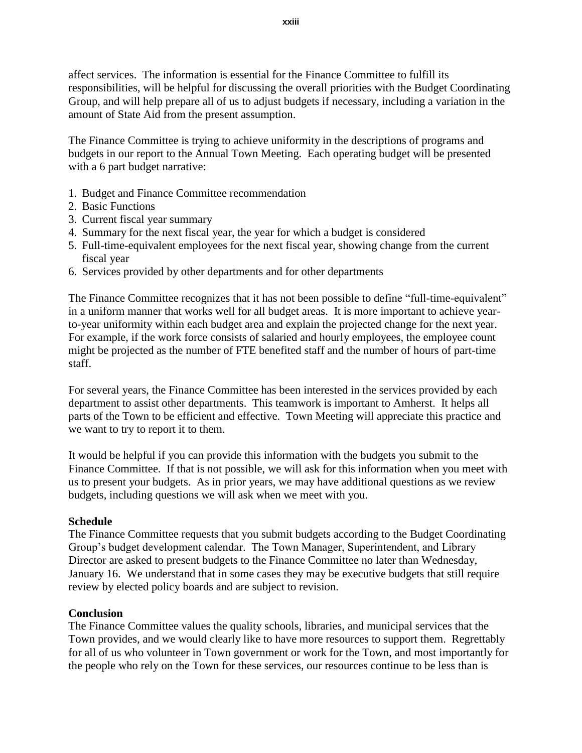affect services. The information is essential for the Finance Committee to fulfill its responsibilities, will be helpful for discussing the overall priorities with the Budget Coordinating Group, and will help prepare all of us to adjust budgets if necessary, including a variation in the amount of State Aid from the present assumption.

The Finance Committee is trying to achieve uniformity in the descriptions of programs and budgets in our report to the Annual Town Meeting. Each operating budget will be presented with a 6 part budget narrative:

1. Budget and Finance Committee recommendation
2. Basic Functions
3. Current fiscal year summary
4. Summary for the next fiscal year, the year for which a budget is considered
5. Full-time-equivalent employees for the next fiscal year, showing change from the current fiscal year
6. Services provided by other departments and for other departments

The Finance Committee recognizes that it has not been possible to define "full-time-equivalent" in a uniform manner that works well for all budget areas. It is more important to achieve year-to-year uniformity within each budget area and explain the projected change for the next year. For example, if the work force consists of salaried and hourly employees, the employee count might be projected as the number of FTE benefited staff and the number of hours of part-time staff.

For several years, the Finance Committee has been interested in the services provided by each department to assist other departments. This teamwork is important to Amherst. It helps all parts of the Town to be efficient and effective. Town Meeting will appreciate this practice and we want to try to report it to them.

It would be helpful if you can provide this information with the budgets you submit to the Finance Committee. If that is not possible, we will ask for this information when you meet with us to present your budgets. As in prior years, we may have additional questions as we review budgets, including questions we will ask when we meet with you.

**Schedule**

The Finance Committee requests that you submit budgets according to the Budget Coordinating Group's budget development calendar. The Town Manager, Superintendent, and Library Director are asked to present budgets to the Finance Committee no later than Wednesday, January 16. We understand that in some cases they may be executive budgets that still require review by elected policy boards and are subject to revision.

**Conclusion**

The Finance Committee values the quality schools, libraries, and municipal services that the Town provides, and we would clearly like to have more resources to support them. Regrettably for all of us who volunteer in Town government or work for the Town, and most importantly for the people who rely on the Town for these services, our resources continue to be less than is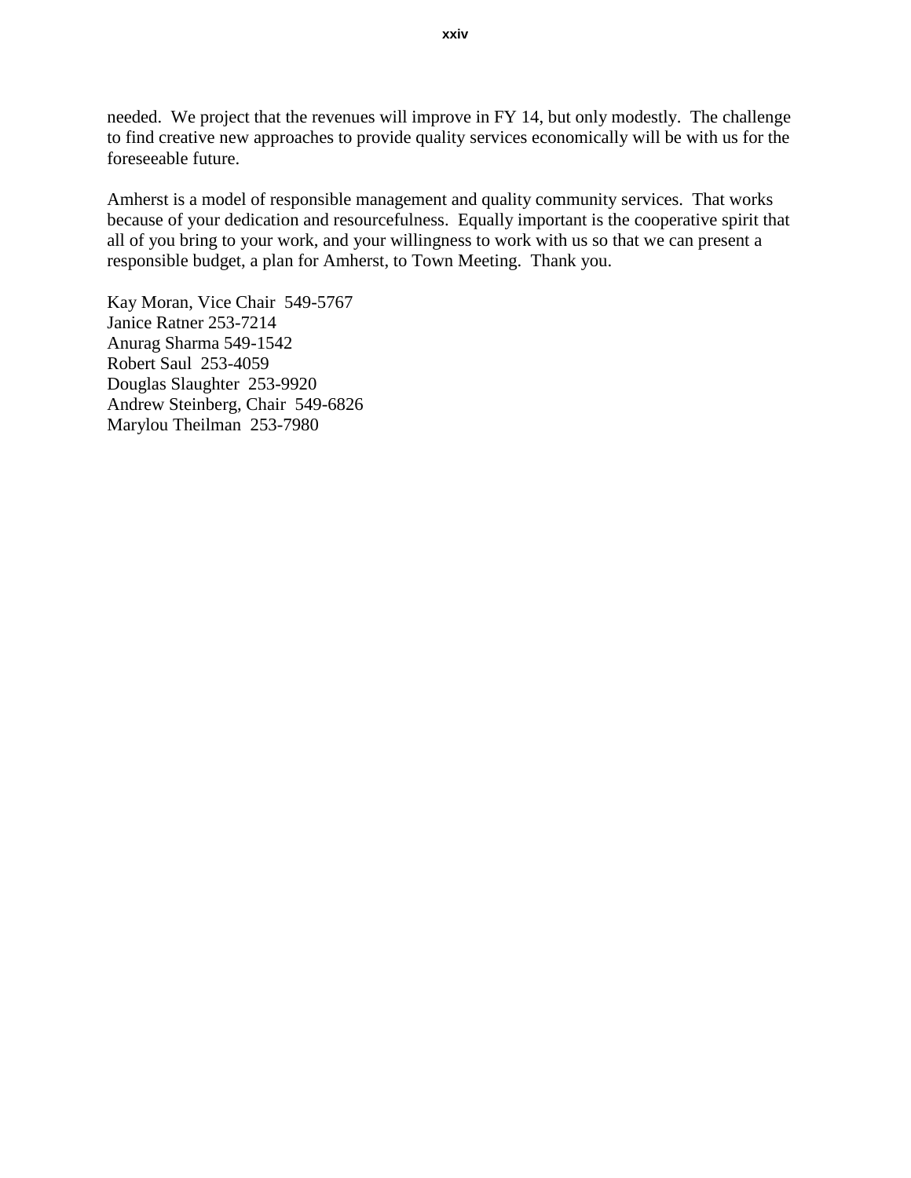needed. We project that the revenues will improve in FY 14, but only modestly. The challenge to find creative new approaches to provide quality services economically will be with us for the foreseeable future.

Amherst is a model of responsible management and quality community services. That works because of your dedication and resourcefulness. Equally important is the cooperative spirit that all of you bring to your work, and your willingness to work with us so that we can present a responsible budget, a plan for Amherst, to Town Meeting. Thank you.

Kay Moran, Vice Chair 549-5767  
Janice Ratner 253-7214  
Anurag Sharma 549-1542  
Robert Saul 253-4059  
Douglas Slaughter 253-9920  
Andrew Steinberg, Chair 549-6826  
Marylou Theilman 253-7980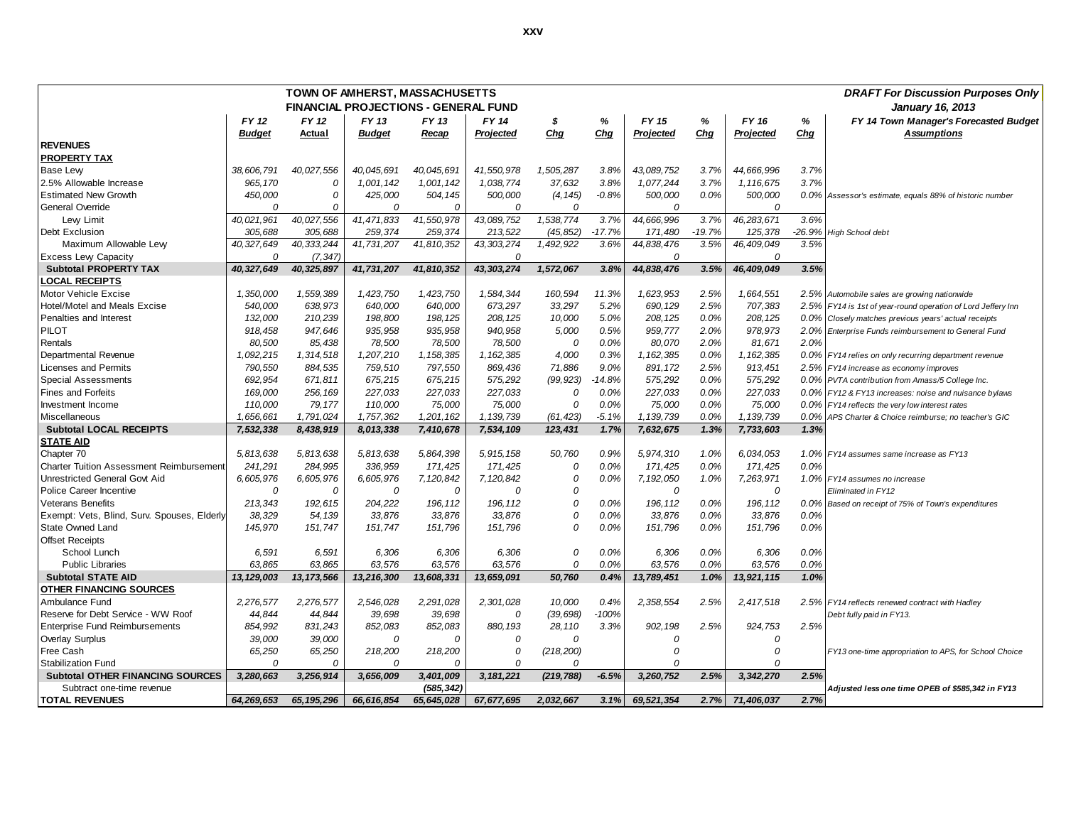**TOWN OF AMHERST, MASSACHUSETTS**
**FINANCIAL PROJECTIONS - GENERAL FUND**

*DRAFT For Discussion Purposes Only*
*January 16, 2013*

| | FY 12 Budget | FY 12 Actual | FY 13 Budget | FY 13 Recap | FY 14 Projected | $ Chg | % Chg | FY 15 Projected | % Chg | FY 16 Projected | % Chg | FY 14 Town Manager's Forecasted Budget Assumptions |
|---|---|---|---|---|---|---|---|---|---|---|---|---|
| **REVENUES** | | | | | | | | | | | | |
| **PROPERTY TAX** | | | | | | | | | | | | |
| Base Levy | 38,606,791 | 40,027,556 | 40,045,691 | 40,045,691 | 41,550,978 | 1,505,287 | 3.8% | 43,089,752 | 3.7% | 44,666,996 | 3.7% | |
| 2.5% Allowable Increase | 965,170 | 0 | 1,001,142 | 1,001,142 | 1,038,774 | 37,632 | 3.8% | 1,077,244 | 3.7% | 1,116,675 | 3.7% | |
| Estimated New Growth | 450,000 | 0 | 425,000 | 504,145 | 500,000 | (4,145) | -0.8% | 500,000 | 0.0% | 500,000 | 0.0% | Assessor's estimate, equals 88% of historic number |
| General Override | 0 | 0 | 0 | 0 | 0 | 0 | | 0 | | 0 | | |
| Levy Limit | 40,021,961 | 40,027,556 | 41,471,833 | 41,550,978 | 43,089,752 | 1,538,774 | 3.7% | 44,666,996 | 3.7% | 46,283,671 | 3.6% | |
| Debt Exclusion | 305,688 | 305,688 | 259,374 | 259,374 | 213,522 | (45,852) | -17.7% | 171,480 | -19.7% | 125,378 | -26.9% | High School debt |
| Maximum Allowable Levy | 40,327,649 | 40,333,244 | 41,731,207 | 41,810,352 | 43,303,274 | 1,492,922 | 3.6% | 44,838,476 | 3.5% | 46,409,049 | 3.5% | |
| Excess Levy Capacity | 0 | (7,347) | | | 0 | | | 0 | | 0 | | |
| **Subtotal PROPERTY TAX** | **40,327,649** | **40,325,897** | **41,731,207** | **41,810,352** | **43,303,274** | **1,572,067** | **3.8%** | **44,838,476** | **3.5%** | **46,409,049** | **3.5%** | |
| **LOCAL RECEIPTS** | | | | | | | | | | | | |
| Motor Vehicle Excise | 1,350,000 | 1,559,389 | 1,423,750 | 1,423,750 | 1,584,344 | 160,594 | 11.3% | 1,623,953 | 2.5% | 1,664,551 | 2.5% | Automobile sales are growing nationwide |
| Hotel/Motel and Meals Excise | 540,000 | 638,973 | 640,000 | 640,000 | 673,297 | 33,297 | 5.2% | 690,129 | 2.5% | 707,383 | 2.5% | FY14 is 1st of year-round operation of Lord Jeffery Inn |
| Penalties and Interest | 132,000 | 210,239 | 198,800 | 198,125 | 208,125 | 10,000 | 5.0% | 208,125 | 0.0% | 208,125 | 0.0% | Closely matches previous years' actual receipts |
| PILOT | 918,458 | 947,646 | 935,958 | 935,958 | 940,958 | 5,000 | 0.5% | 959,777 | 2.0% | 978,973 | 2.0% | Enterprise Funds reimbursement to General Fund |
| Rentals | 80,500 | 85,438 | 78,500 | 78,500 | 78,500 | 0 | 0.0% | 80,070 | 2.0% | 81,671 | 2.0% | |
| Departmental Revenue | 1,092,215 | 1,314,518 | 1,207,210 | 1,158,385 | 1,162,385 | 4,000 | 0.3% | 1,162,385 | 0.0% | 1,162,385 | 0.0% | FY14 relies on only recurring department revenue |
| Licenses and Permits | 790,550 | 884,535 | 759,510 | 797,550 | 869,436 | 71,886 | 9.0% | 891,172 | 2.5% | 913,451 | 2.5% | FY14 increase as economy improves |
| Special Assessments | 692,954 | 671,811 | 675,215 | 675,215 | 575,292 | (99,923) | -14.8% | 575,292 | 0.0% | 575,292 | 0.0% | PVTA contribution from Amass/5 College Inc. |
| Fines and Forfeits | 169,000 | 256,169 | 227,033 | 227,033 | 227,033 | 0 | 0.0% | 227,033 | 0.0% | 227,033 | 0.0% | FY12 & FY13 increases: noise and nuisance bylaws |
| Investment Income | 110,000 | 79,177 | 110,000 | 75,000 | 75,000 | 0 | 0.0% | 75,000 | 0.0% | 75,000 | 0.0% | FY14 reflects the very low interest rates |
| Miscellaneous | 1,656,661 | 1,791,024 | 1,757,362 | 1,201,162 | 1,139,739 | (61,423) | -5.1% | 1,139,739 | 0.0% | 1,139,739 | 0.0% | APS Charter & Choice reimburse; no teacher's GIC |
| **Subtotal LOCAL RECEIPTS** | **7,532,338** | **8,438,919** | **8,013,338** | **7,410,678** | **7,534,109** | **123,431** | **1.7%** | **7,632,675** | **1.3%** | **7,733,603** | **1.3%** | |
| **STATE AID** | | | | | | | | | | | | |
| Chapter 70 | 5,813,638 | 5,813,638 | 5,813,638 | 5,864,398 | 5,915,158 | 50,760 | 0.9% | 5,974,310 | 1.0% | 6,034,053 | 1.0% | FY14 assumes same increase as FY13 |
| Charter Tuition Assessment Reimbursement | 241,291 | 284,995 | 336,959 | 171,425 | 171,425 | 0 | 0.0% | 171,425 | 0.0% | 171,425 | 0.0% | |
| Unrestricted General Govt Aid | 6,605,976 | 6,605,976 | 6,605,976 | 7,120,842 | 7,120,842 | 0 | 0.0% | 7,192,050 | 1.0% | 7,263,971 | 1.0% | FY14 assumes no increase |
| Police Career Incentive | 0 | 0 | 0 | 0 | 0 | 0 | | 0 | | 0 | | Eliminated in FY12 |
| Veterans Benefits | 213,343 | 192,615 | 204,222 | 196,112 | 196,112 | 0 | 0.0% | 196,112 | 0.0% | 196,112 | 0.0% | Based on receipt of 75% of Town's expenditures |
| Exempt: Vets, Blind, Surv. Spouses, Elderly | 38,329 | 54,139 | 33,876 | 33,876 | 33,876 | 0 | 0.0% | 33,876 | 0.0% | 33,876 | 0.0% | |
| State Owned Land | 145,970 | 151,747 | 151,747 | 151,796 | 151,796 | 0 | 0.0% | 151,796 | 0.0% | 151,796 | 0.0% | |
| Offset Receipts | | | | | | | | | | | | |
| School Lunch | 6,591 | 6,591 | 6,306 | 6,306 | 6,306 | 0 | 0.0% | 6,306 | 0.0% | 6,306 | 0.0% | |
| Public Libraries | 63,865 | 63,865 | 63,576 | 63,576 | 63,576 | 0 | 0.0% | 63,576 | 0.0% | 63,576 | 0.0% | |
| **Subtotal STATE AID** | **13,129,003** | **13,173,566** | **13,216,300** | **13,608,331** | **13,659,091** | **50,760** | **0.4%** | **13,789,451** | **1.0%** | **13,921,115** | **1.0%** | |
| **OTHER FINANCING SOURCES** | | | | | | | | | | | | |
| Ambulance Fund | 2,276,577 | 2,276,577 | 2,546,028 | 2,291,028 | 2,301,028 | 10,000 | 0.4% | 2,358,554 | 2.5% | 2,417,518 | 2.5% | FY14 reflects renewed contract with Hadley |
| Reserve for Debt Service - WW Roof | 44,844 | 44,844 | 39,698 | 39,698 | 0 | (39,698) | -100% | | | | | Debt fully paid in FY13. |
| Enterprise Fund Reimbursements | 854,992 | 831,243 | 852,083 | 852,083 | 880,193 | 28,110 | 3.3% | 902,198 | 2.5% | 924,753 | 2.5% | |
| Overlay Surplus | 39,000 | 39,000 | 0 | 0 | 0 | 0 | | 0 | | 0 | | |
| Free Cash | 65,250 | 65,250 | 218,200 | 218,200 | 0 | (218,200) | | 0 | | 0 | | FY13 one-time appropriation to APS, for School Choice |
| Stabilization Fund | 0 | 0 | 0 | 0 | 0 | 0 | | 0 | | 0 | | |
| **Subtotal OTHER FINANCING SOURCES** | **3,280,663** | **3,256,914** | **3,656,009** | **3,401,009** | **3,181,221** | **(219,788)** | **-6.5%** | **3,260,752** | **2.5%** | **3,342,270** | **2.5%** | |
| Subtract one-time revenue | | | | **(585,342)** | | | | | | | | **Adjusted less one time OPEB of $585,342 in FY13** |
| **TOTAL REVENUES** | **64,269,653** | **65,195,296** | **66,616,854** | **65,645,028** | **67,677,695** | **2,032,667** | **3.1%** | **69,521,354** | **2.7%** | **71,406,037** | **2.7%** | |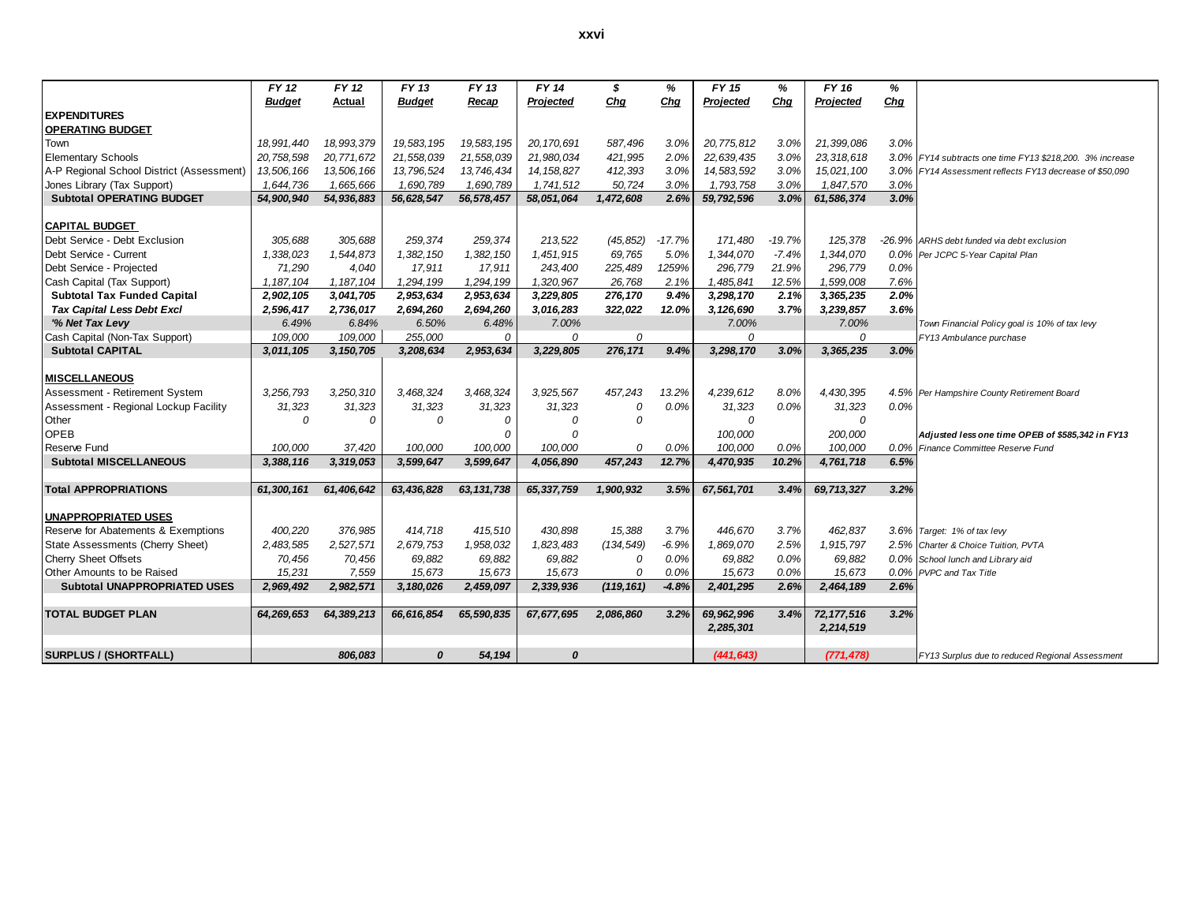| | FY 12 Budget | FY 12 Actual | FY 13 Budget | FY 13 Recap | FY 14 Projected | $ Chg | % Chg | FY 15 Projected | % Chg | FY 16 Projected | % Chg | |
|---|---|---|---|---|---|---|---|---|---|---|---|---|
| **EXPENDITURES** | | | | | | | | | | | | |
| **OPERATING BUDGET** | | | | | | | | | | | | |
| Town | 18,991,440 | 18,993,379 | 19,583,195 | 19,583,195 | 20,170,691 | 587,496 | 3.0% | 20,775,812 | 3.0% | 21,399,086 | 3.0% | |
| Elementary Schools | 20,758,598 | 20,771,672 | 21,558,039 | 21,558,039 | 21,980,034 | 421,995 | 2.0% | 22,639,435 | 3.0% | 23,318,618 | 3.0% | FY14 subtracts one time FY13 $218,200. 3% increase |
| A-P Regional School District (Assessment) | 13,506,166 | 13,506,166 | 13,796,524 | 13,746,434 | 14,158,827 | 412,393 | 3.0% | 14,583,592 | 3.0% | 15,021,100 | 3.0% | FY14 Assessment reflects FY13 decrease of $50,090 |
| Jones Library (Tax Support) | 1,644,736 | 1,665,666 | 1,690,789 | 1,690,789 | 1,741,512 | 50,724 | 3.0% | 1,793,758 | 3.0% | 1,847,570 | 3.0% | |
| **Subtotal OPERATING BUDGET** | **54,900,940** | **54,936,883** | **56,628,547** | **56,578,457** | **58,051,064** | **1,472,608** | **2.6%** | **59,792,596** | **3.0%** | **61,586,374** | **3.0%** | |
| | | | | | | | | | | | | |
| **CAPITAL BUDGET** | | | | | | | | | | | | |
| Debt Service - Debt Exclusion | 305,688 | 305,688 | 259,374 | 259,374 | 213,522 | (45,852) | -17.7% | 171,480 | -19.7% | 125,378 | -26.9% | ARHS debt funded via debt exclusion |
| Debt Service - Current | 1,338,023 | 1,544,873 | 1,382,150 | 1,382,150 | 1,451,915 | 69,765 | 5.0% | 1,344,070 | -7.4% | 1,344,070 | 0.0% | Per JCPC 5-Year Capital Plan |
| Debt Service - Projected | 71,290 | 4,040 | 17,911 | 17,911 | 243,400 | 225,489 | 1259% | 296,779 | 21.9% | 296,779 | 0.0% | |
| Cash Capital (Tax Support) | 1,187,104 | 1,187,104 | 1,294,199 | 1,294,199 | 1,320,967 | 26,768 | 2.1% | 1,485,841 | 12.5% | 1,599,008 | 7.6% | |
| **Subtotal Tax Funded Capital** | **2,902,105** | **3,041,705** | **2,953,634** | **2,953,634** | **3,229,805** | **276,170** | **9.4%** | **3,298,170** | **2.1%** | **3,365,235** | **2.0%** | |
| ***Tax Capital Less Debt Excl*** | ***2,596,417*** | ***2,736,017*** | ***2,694,260*** | ***2,694,260*** | ***3,016,283*** | ***322,022*** | ***12.0%*** | ***3,126,690*** | ***3.7%*** | ***3,239,857*** | ***3.6%*** | |
| ***'% Net Tax Levy*** | *6.49%* | *6.84%* | *6.50%* | *6.48%* | *7.00%* | | | *7.00%* | | *7.00%* | | Town Financial Policy goal is 10% of tax levy |
| Cash Capital (Non-Tax Support) | 109,000 | 109,000 | 255,000 | 0 | 0 | 0 | | 0 | | 0 | | FY13 Ambulance purchase |
| **Subtotal CAPITAL** | **3,011,105** | **3,150,705** | **3,208,634** | **2,953,634** | **3,229,805** | **276,171** | **9.4%** | **3,298,170** | **3.0%** | **3,365,235** | **3.0%** | |
| | | | | | | | | | | | | |
| **MISCELLANEOUS** | | | | | | | | | | | | |
| Assessment - Retirement System | 3,256,793 | 3,250,310 | 3,468,324 | 3,468,324 | 3,925,567 | 457,243 | 13.2% | 4,239,612 | 8.0% | 4,430,395 | 4.5% | Per Hampshire County Retirement Board |
| Assessment - Regional Lockup Facility | 31,323 | 31,323 | 31,323 | 31,323 | 31,323 | 0 | 0.0% | 31,323 | 0.0% | 31,323 | 0.0% | |
| Other | 0 | 0 | 0 | 0 | 0 | 0 | | 0 | | 0 | | |
| OPEB | | | | 0 | 0 | | | 100,000 | | 200,000 | | **Adjusted less one time OPEB of $585,342 in FY13** |
| Reserve Fund | 100,000 | 37,420 | 100,000 | 100,000 | 100,000 | 0 | 0.0% | 100,000 | 0.0% | 100,000 | 0.0% | Finance Committee Reserve Fund |
| **Subtotal MISCELLANEOUS** | **3,388,116** | **3,319,053** | **3,599,647** | **3,599,647** | **4,056,890** | **457,243** | **12.7%** | **4,470,935** | **10.2%** | **4,761,718** | **6.5%** | |
| | | | | | | | | | | | | |
| **Total APPROPRIATIONS** | **61,300,161** | **61,406,642** | **63,436,828** | **63,131,738** | **65,337,759** | **1,900,932** | **3.5%** | **67,561,701** | **3.4%** | **69,713,327** | **3.2%** | |
| | | | | | | | | | | | | |
| **UNAPPROPRIATED USES** | | | | | | | | | | | | |
| Reserve for Abatements & Exemptions | 400,220 | 376,985 | 414,718 | 415,510 | 430,898 | 15,388 | 3.7% | 446,670 | 3.7% | 462,837 | 3.6% | Target: 1% of tax levy |
| State Assessments (Cherry Sheet) | 2,483,585 | 2,527,571 | 2,679,753 | 1,958,032 | 1,823,483 | (134,549) | -6.9% | 1,869,070 | 2.5% | 1,915,797 | 2.5% | Charter & Choice Tuition, PVTA |
| Cherry Sheet Offsets | 70,456 | 70,456 | 69,882 | 69,882 | 69,882 | 0 | 0.0% | 69,882 | 0.0% | 69,882 | 0.0% | School lunch and Library aid |
| Other Amounts to be Raised | 15,231 | 7,559 | 15,673 | 15,673 | 15,673 | 0 | 0.0% | 15,673 | 0.0% | 15,673 | 0.0% | PVPC and Tax Title |
| **Subtotal UNAPPROPRIATED USES** | **2,969,492** | **2,982,571** | **3,180,026** | **2,459,097** | **2,339,936** | **(119,161)** | **-4.8%** | **2,401,295** | **2.6%** | **2,464,189** | **2.6%** | |
| | | | | | | | | | | | | |
| **TOTAL BUDGET PLAN** | **64,269,653** | **64,389,213** | **66,616,854** | **65,590,835** | **67,677,695** | **2,086,860** | **3.2%** | **69,962,996** | **3.4%** | **72,177,516** | **3.2%** | |
| | | | | | | | | **2,285,301** | | **2,214,519** | | |
| | | | | | | | | | | | | |
| **SURPLUS / (SHORTFALL)** | | **806,083** | **0** | **54,194** | **0** | | | **(441,643)** | | **(771,478)** | | FY13 Surplus due to reduced Regional Assessment |